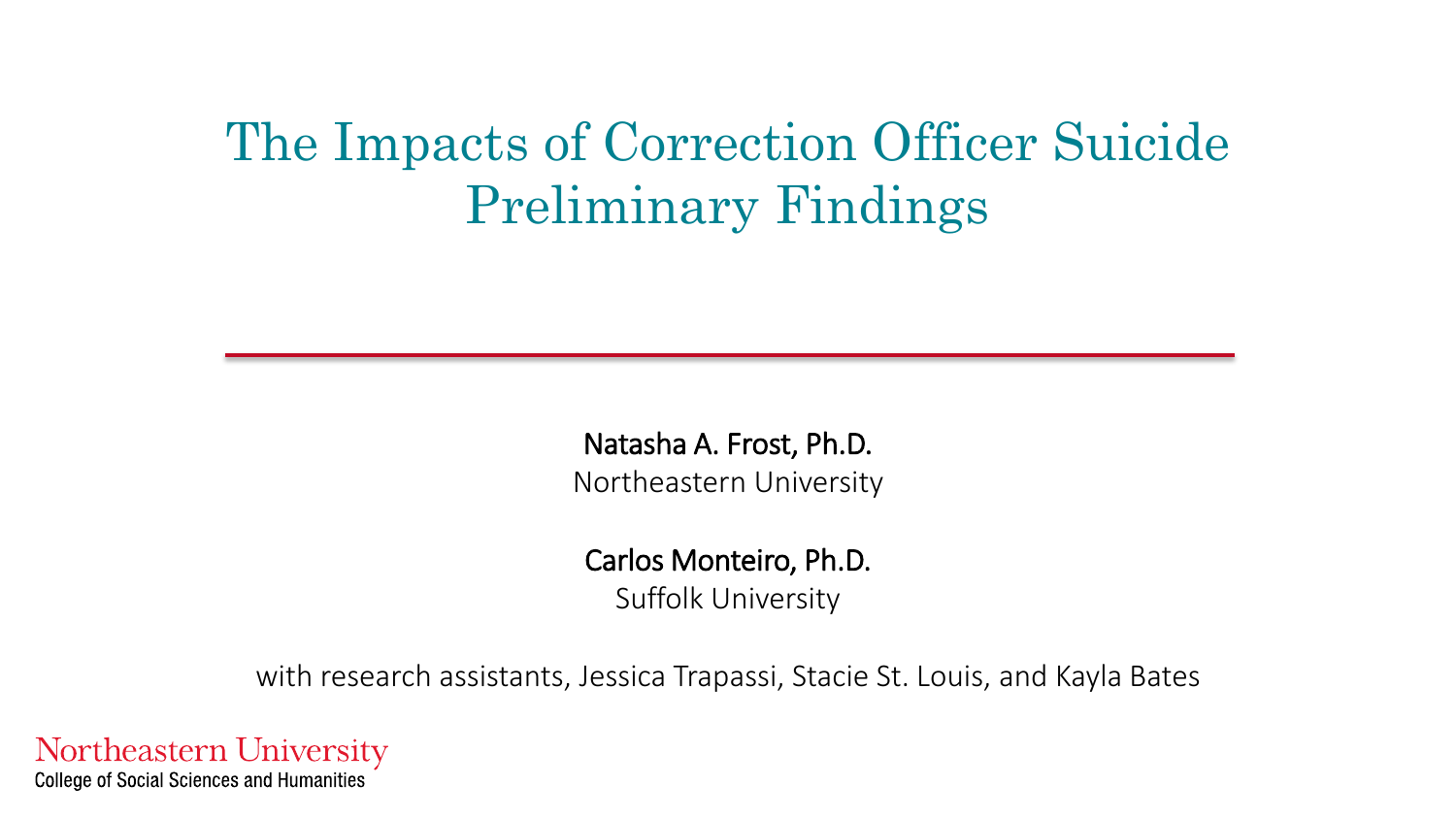# The Impacts of Correction Officer Suicide Preliminary Findings

**Natasha A. Frost, Ph.D.**
Northeastern University

**Carlos Monteiro, Ph.D.**
Suffolk University

with research assistants, Jessica Trapassi, Stacie St. Louis, and Kayla Bates

Northeastern University
College of Social Sciences and Humanities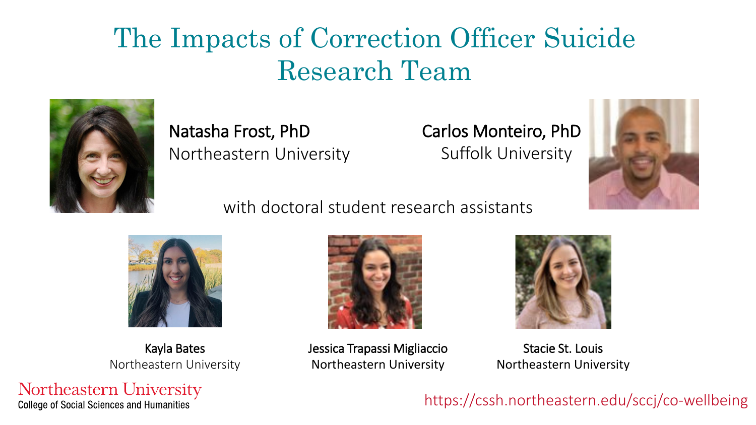# The Impacts of Correction Officer Suicide Research Team

**Natasha Frost, PhD**
Northeastern University

**Carlos Monteiro, PhD**
Suffolk University

with doctoral student research assistants

**Kayla Bates**
Northeastern University

**Jessica Trapassi Migliaccio**
Northeastern University

**Stacie St. Louis**
Northeastern University

Northeastern University
College of Social Sciences and Humanities

https://cssh.northeastern.edu/sccj/co-wellbeing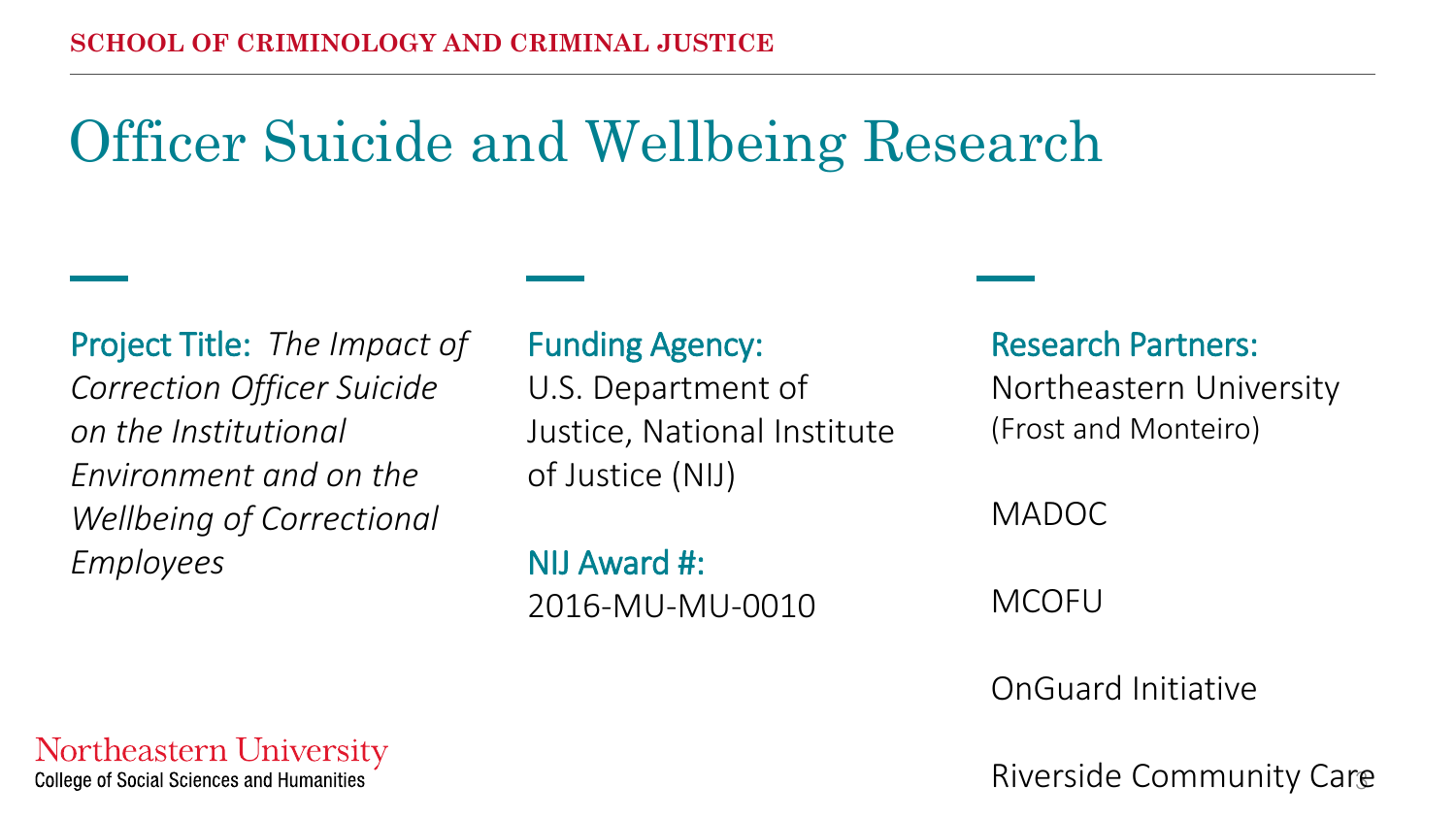# Officer Suicide and Wellbeing Research

**Project Title:** *The Impact of Correction Officer Suicide on the Institutional Environment and on the Wellbeing of Correctional Employees*

**Funding Agency:**
U.S. Department of Justice, National Institute of Justice (NIJ)

**NIJ Award #:**
2016-MU-MU-0010

**Research Partners:**
Northeastern University
(Frost and Monteiro)

MADOC

MCOFU

OnGuard Initiative

Riverside Community Care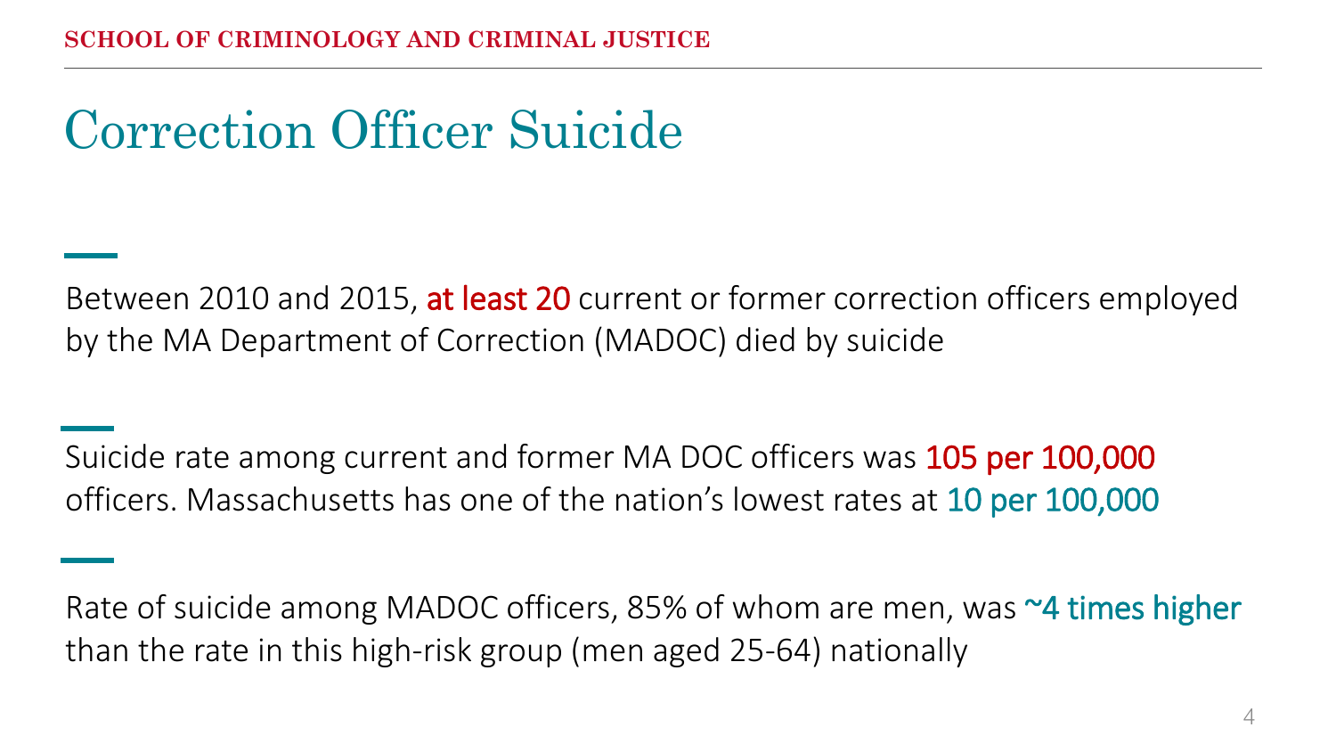# Correction Officer Suicide

Between 2010 and 2015, at least 20 current or former correction officers employed by the MA Department of Correction (MADOC) died by suicide

Suicide rate among current and former MA DOC officers was 105 per 100,000 officers. Massachusetts has one of the nation's lowest rates at 10 per 100,000

Rate of suicide among MADOC officers, 85% of whom are men, was ~4 times higher than the rate in this high-risk group (men aged 25-64) nationally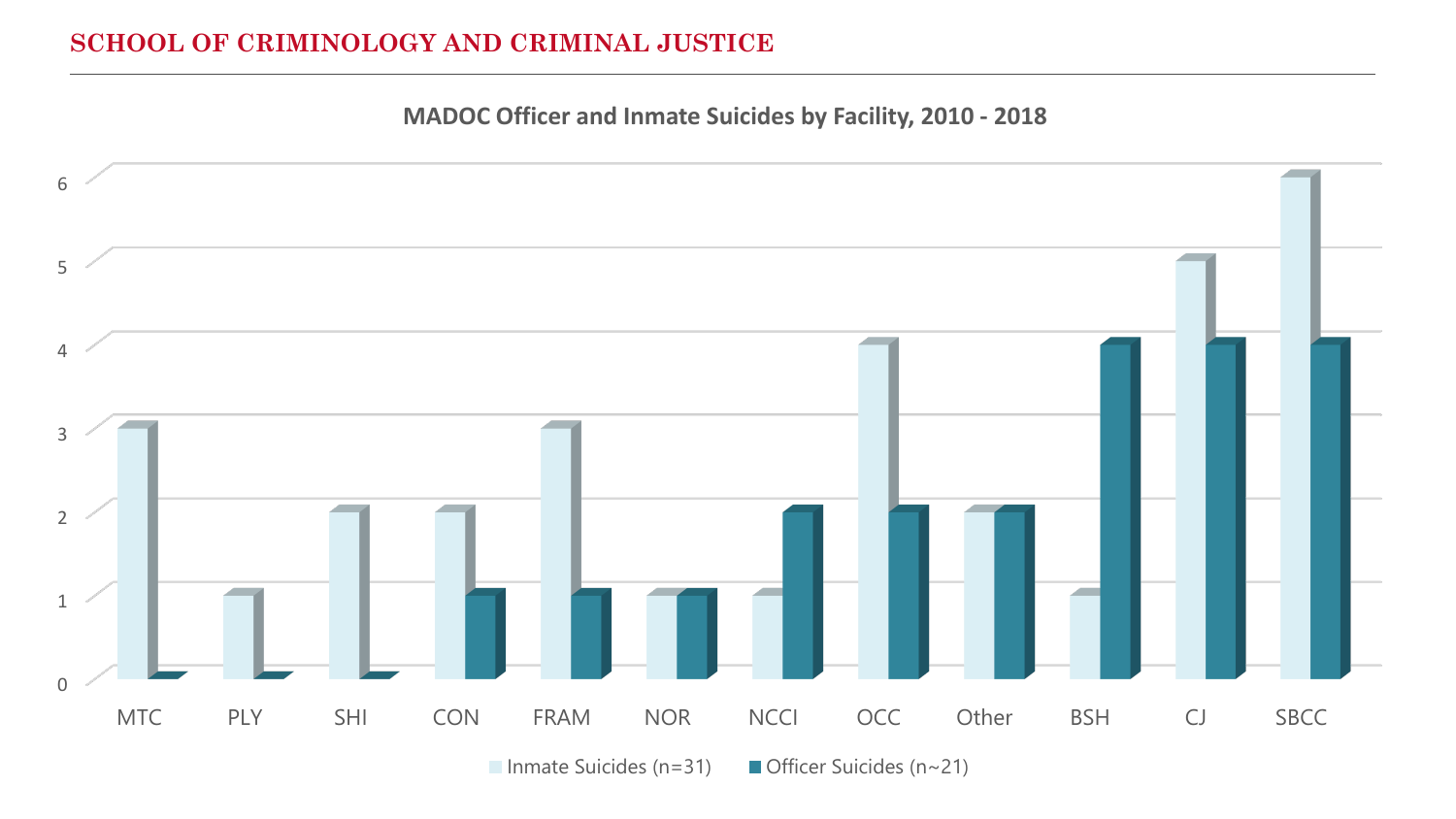**MADOC Officer and Inmate Suicides by Facility, 2010 - 2018**

| Facility | Inmate Suicides (n=31) | Officer Suicides (n~21) |
|---|---|---|
| MTC | 3 | 0 |
| PLY | 1 | 0 |
| SHI | 2 | 0 |
| CON | 2 | 1 |
| FRAM | 3 | 1 |
| NOR | 1 | 1 |
| NCCI | 1 | 2 |
| OCC | 4 | 2 |
| Other | 2 | 2 |
| BSH | 1 | 4 |
| CJ | 5 | 4 |
| SBCC | 6 | 4 |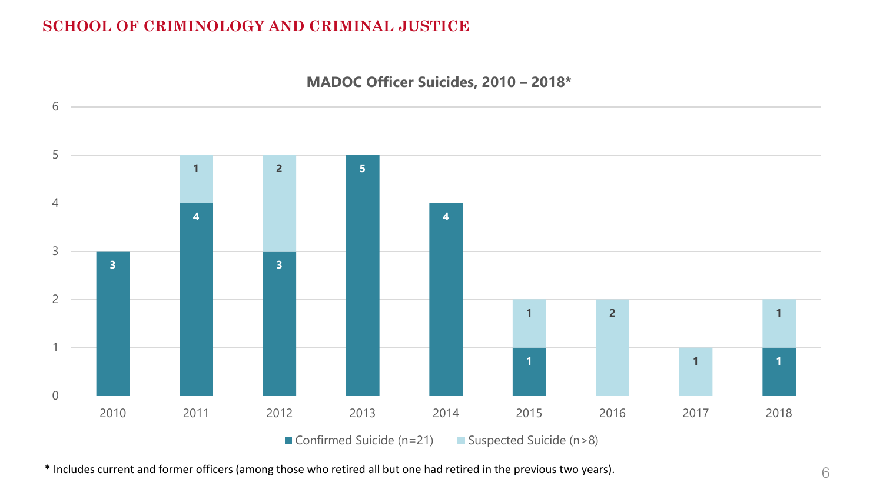**MADOC Officer Suicides, 2010 – 2018***

| Year | Confirmed Suicide (n=21) | Suspected Suicide (n>8) |
|---|---|---|
| 2010 | 3 | |
| 2011 | 4 | 1 |
| 2012 | 3 | 2 |
| 2013 | 5 | |
| 2014 | 4 | |
| 2015 | 1 | 1 |
| 2016 | | 2 |
| 2017 | | 1 |
| 2018 | 1 | 1 |

\* Includes current and former officers (among those who retired all but one had retired in the previous two years).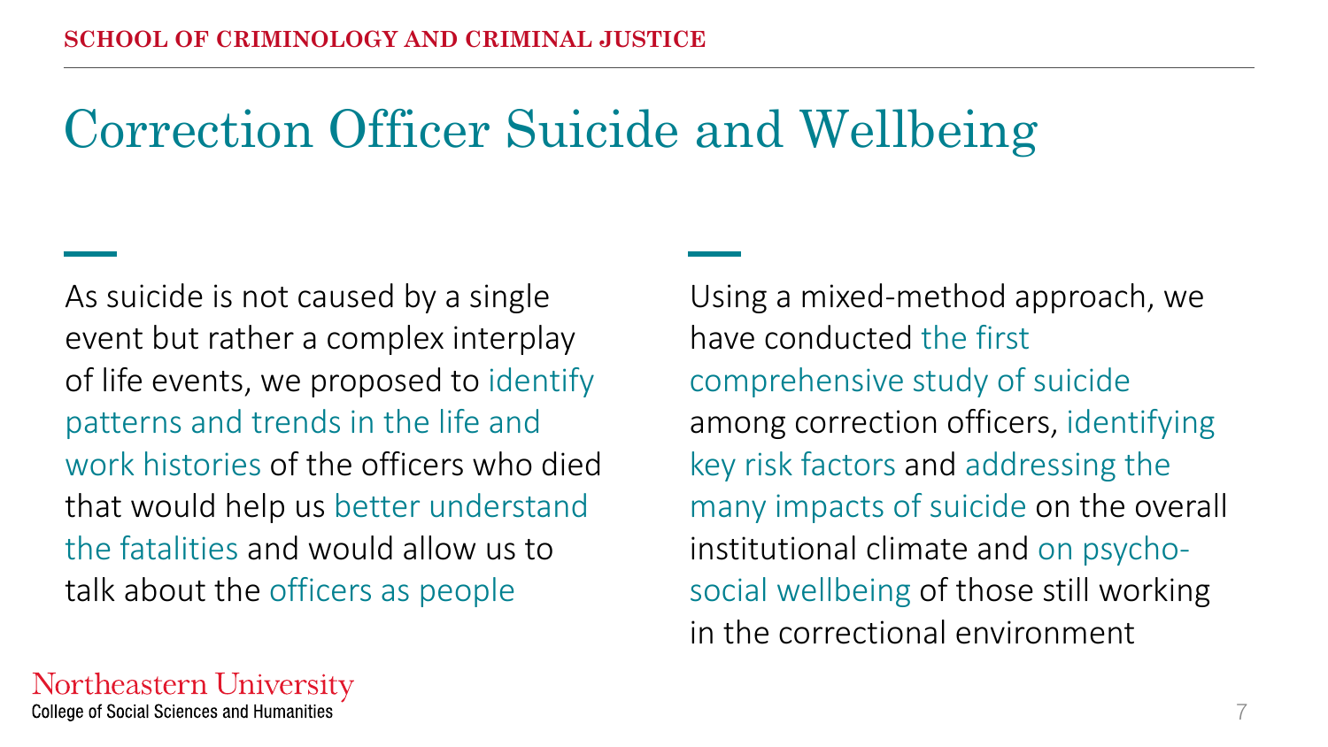# Correction Officer Suicide and Wellbeing

As suicide is not caused by a single event but rather a complex interplay of life events, we proposed to identify patterns and trends in the life and work histories of the officers who died that would help us better understand the fatalities and would allow us to talk about the officers as people

Using a mixed-method approach, we have conducted the first comprehensive study of suicide among correction officers, identifying key risk factors and addressing the many impacts of suicide on the overall institutional climate and on psycho-social wellbeing of those still working in the correctional environment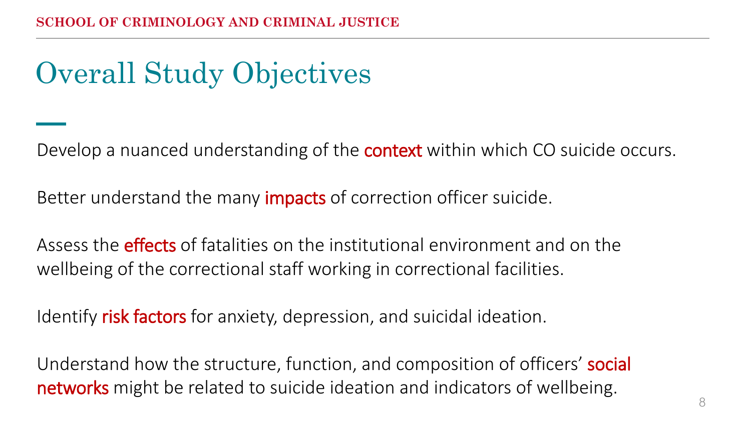# Overall Study Objectives

Develop a nuanced understanding of the **context** within which CO suicide occurs.

Better understand the many **impacts** of correction officer suicide.

Assess the **effects** of fatalities on the institutional environment and on the wellbeing of the correctional staff working in correctional facilities.

Identify **risk factors** for anxiety, depression, and suicidal ideation.

Understand how the structure, function, and composition of officers' **social networks** might be related to suicide ideation and indicators of wellbeing.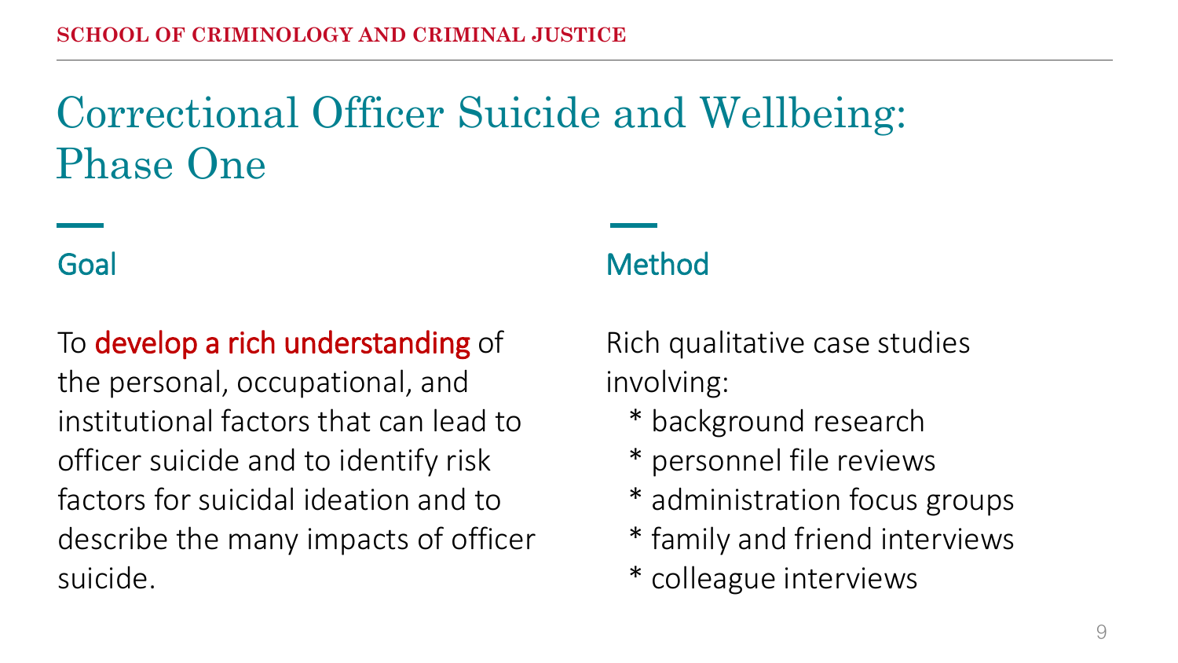# Correctional Officer Suicide and Wellbeing: Phase One

## Goal

To **develop a rich understanding** of the personal, occupational, and institutional factors that can lead to officer suicide and to identify risk factors for suicidal ideation and to describe the many impacts of officer suicide.

## Method

Rich qualitative case studies involving:

* background research
* personnel file reviews
* administration focus groups
* family and friend interviews
* colleague interviews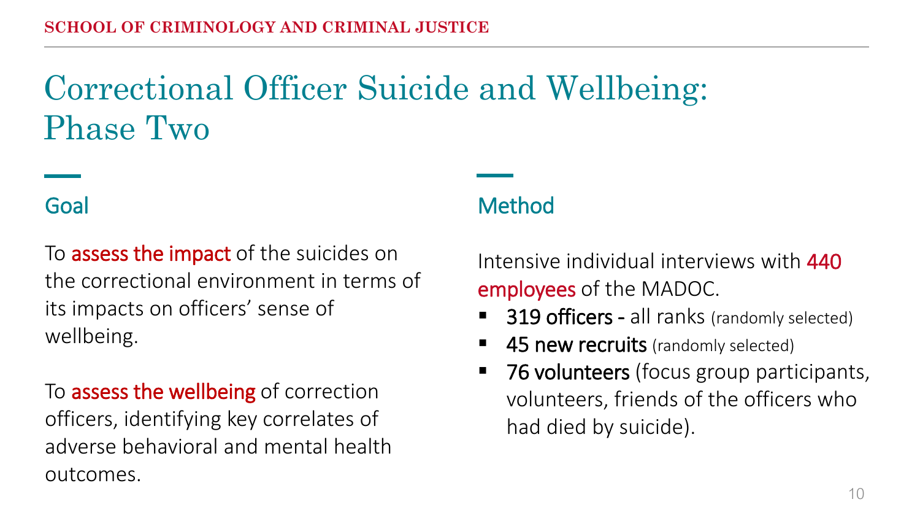# Correctional Officer Suicide and Wellbeing: Phase Two

## Goal

To assess the impact of the suicides on the correctional environment in terms of its impacts on officers' sense of wellbeing.

To assess the wellbeing of correction officers, identifying key correlates of adverse behavioral and mental health outcomes.

## Method

Intensive individual interviews with 440 employees of the MADOC.

- **319 officers -** all ranks (randomly selected)
- **45 new recruits** (randomly selected)
- **76 volunteers** (focus group participants, volunteers, friends of the officers who had died by suicide).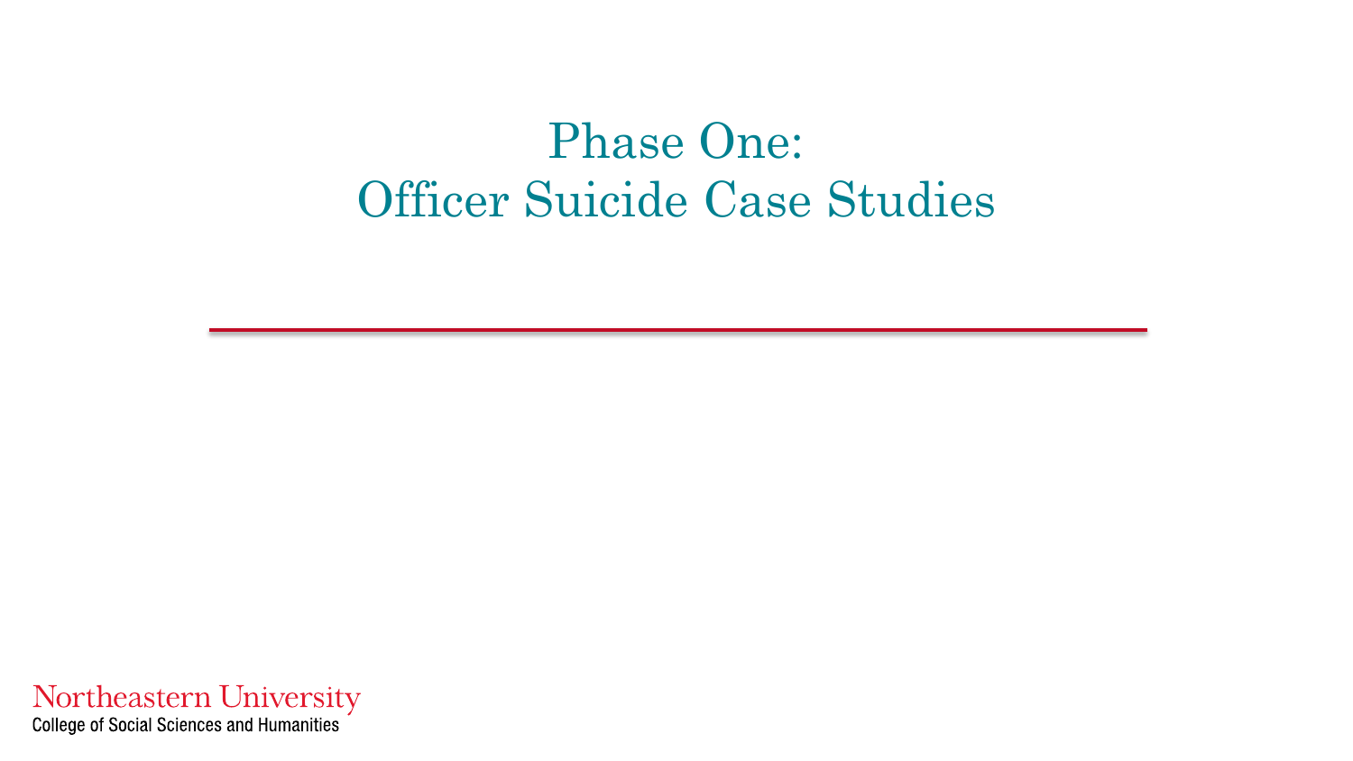# Phase One:
# Officer Suicide Case Studies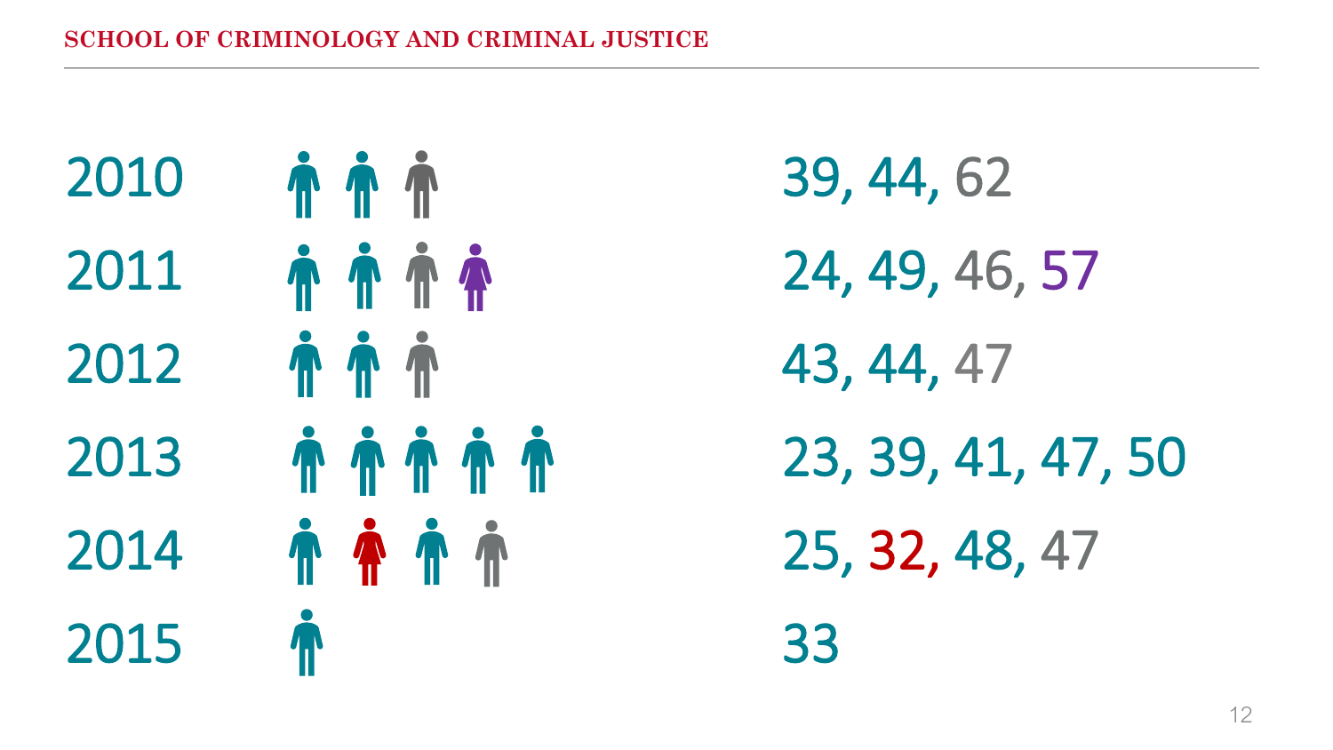2010 39, 44, 62

2011 24, 49, 46, 57

2012 43, 44, 47

2013 23, 39, 41, 47, 50

2014 25, 32, 48, 47

2015 33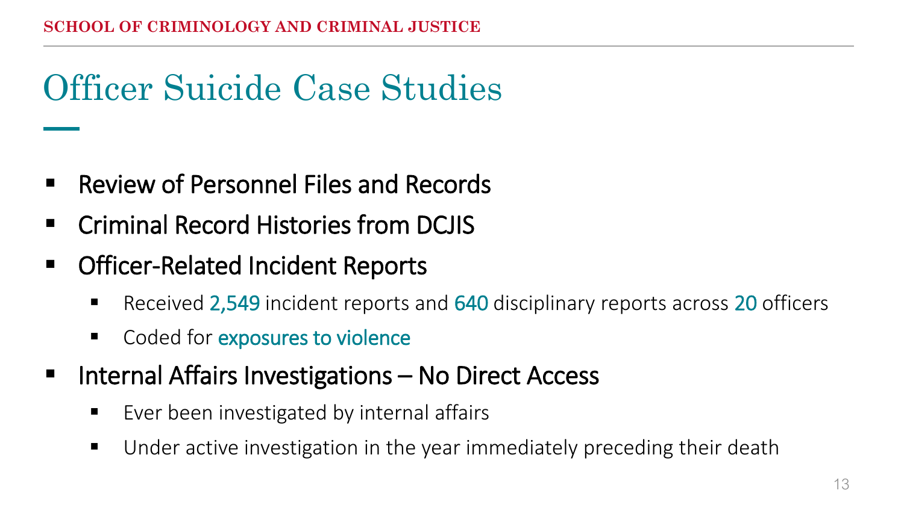# Officer Suicide Case Studies

- Review of Personnel Files and Records
- Criminal Record Histories from DCJIS
- Officer-Related Incident Reports
  - Received 2,549 incident reports and 640 disciplinary reports across 20 officers
  - Coded for exposures to violence
- Internal Affairs Investigations – No Direct Access
  - Ever been investigated by internal affairs
  - Under active investigation in the year immediately preceding their death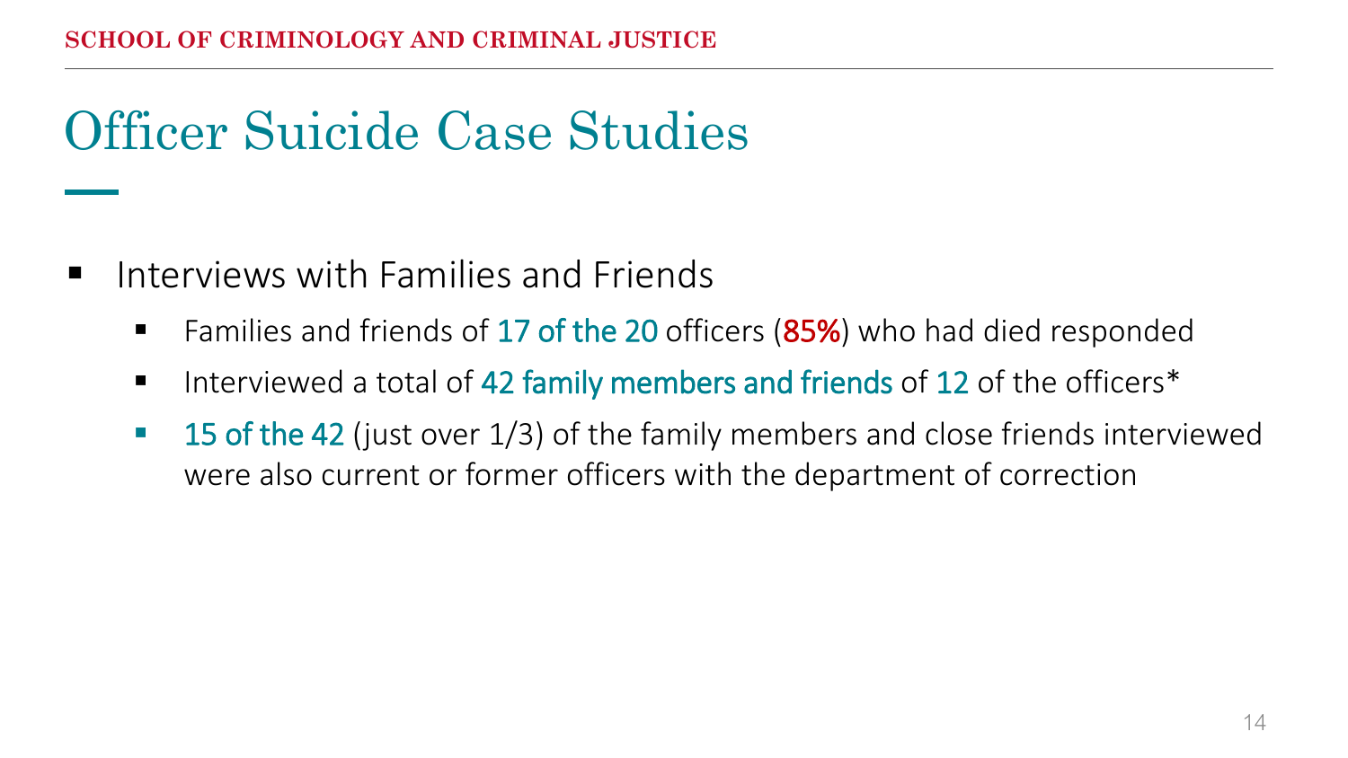# Officer Suicide Case Studies

- Interviews with Families and Friends
  - Families and friends of 17 of the 20 officers (**85%**) who had died responded
  - Interviewed a total of 42 family members and friends of 12 of the officers*
  - 15 of the 42 (just over 1/3) of the family members and close friends interviewed were also current or former officers with the department of correction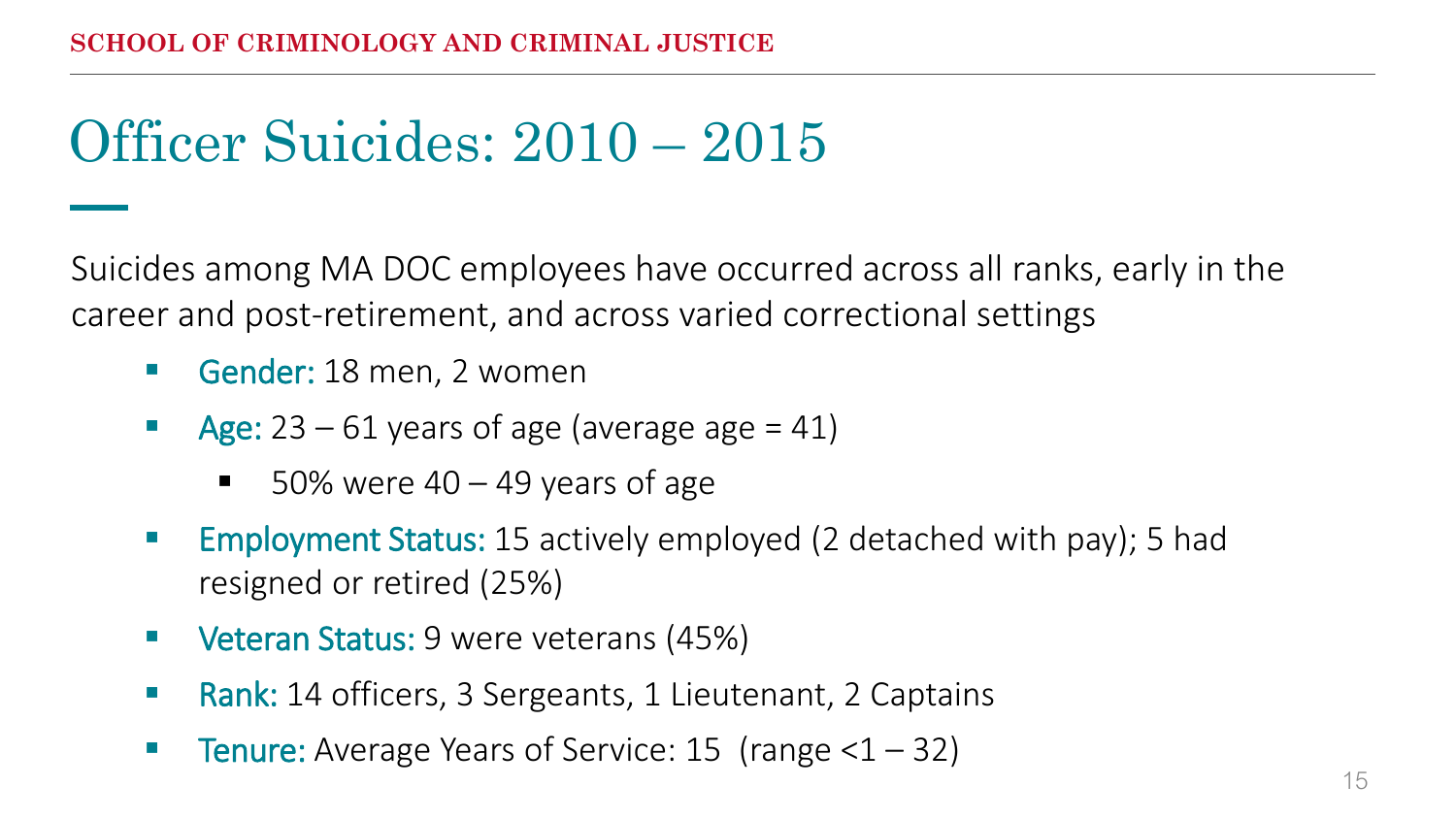# Officer Suicides: 2010 – 2015

Suicides among MA DOC employees have occurred across all ranks, early in the career and post-retirement, and across varied correctional settings

- Gender: 18 men, 2 women
- Age: 23 – 61 years of age (average age = 41)
  - 50% were 40 – 49 years of age
- Employment Status: 15 actively employed (2 detached with pay); 5 had resigned or retired (25%)
- Veteran Status: 9 were veterans (45%)
- Rank: 14 officers, 3 Sergeants, 1 Lieutenant, 2 Captains
- Tenure: Average Years of Service: 15 (range <1 – 32)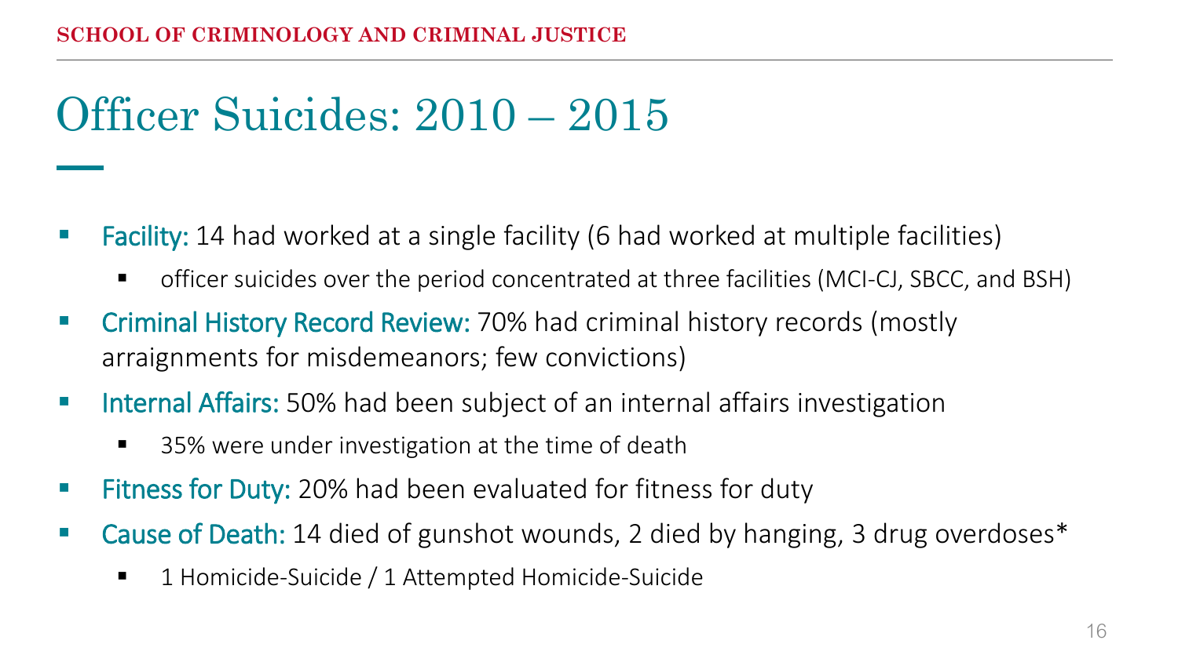# Officer Suicides: 2010 – 2015

- Facility: 14 had worked at a single facility (6 had worked at multiple facilities)
  - officer suicides over the period concentrated at three facilities (MCI-CJ, SBCC, and BSH)
- Criminal History Record Review: 70% had criminal history records (mostly arraignments for misdemeanors; few convictions)
- Internal Affairs: 50% had been subject of an internal affairs investigation
  - 35% were under investigation at the time of death
- Fitness for Duty: 20% had been evaluated for fitness for duty
- Cause of Death: 14 died of gunshot wounds, 2 died by hanging, 3 drug overdoses*
  - 1 Homicide-Suicide / 1 Attempted Homicide-Suicide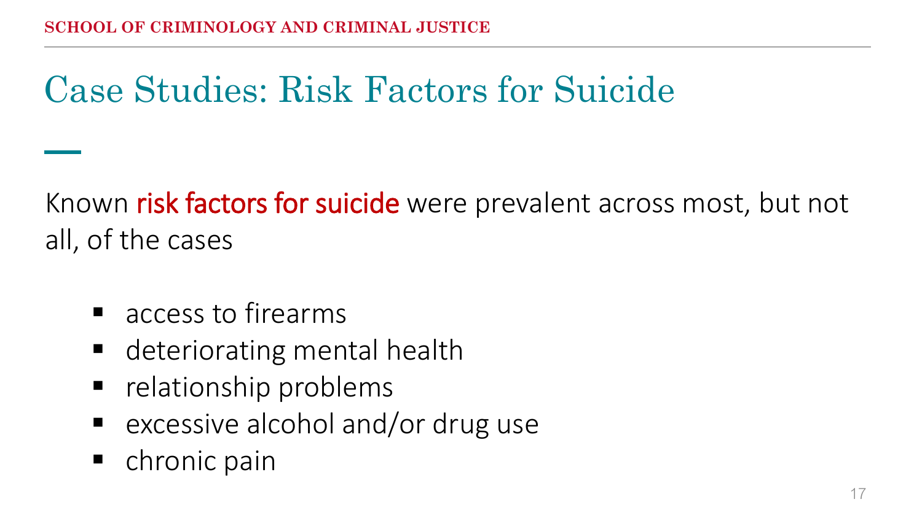# Case Studies: Risk Factors for Suicide

Known risk factors for suicide were prevalent across most, but not all, of the cases

- access to firearms
- deteriorating mental health
- relationship problems
- excessive alcohol and/or drug use
- chronic pain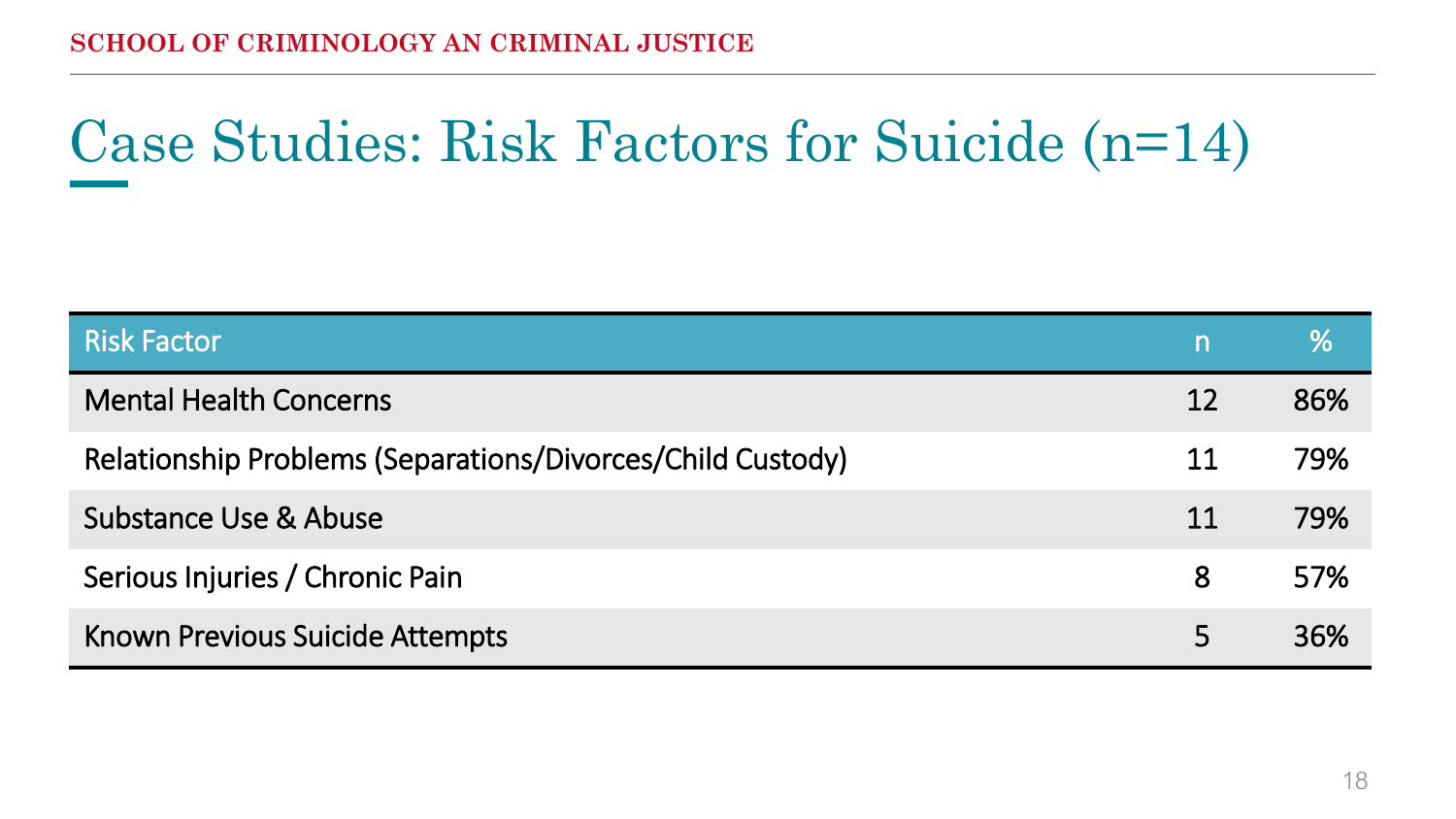# Case Studies: Risk Factors for Suicide (n=14)

| Risk Factor | n | % |
| --- | --- | --- |
| Mental Health Concerns | 12 | 86% |
| Relationship Problems (Separations/Divorces/Child Custody) | 11 | 79% |
| Substance Use & Abuse | 11 | 79% |
| Serious Injuries / Chronic Pain | 8 | 57% |
| Known Previous Suicide Attempts | 5 | 36% |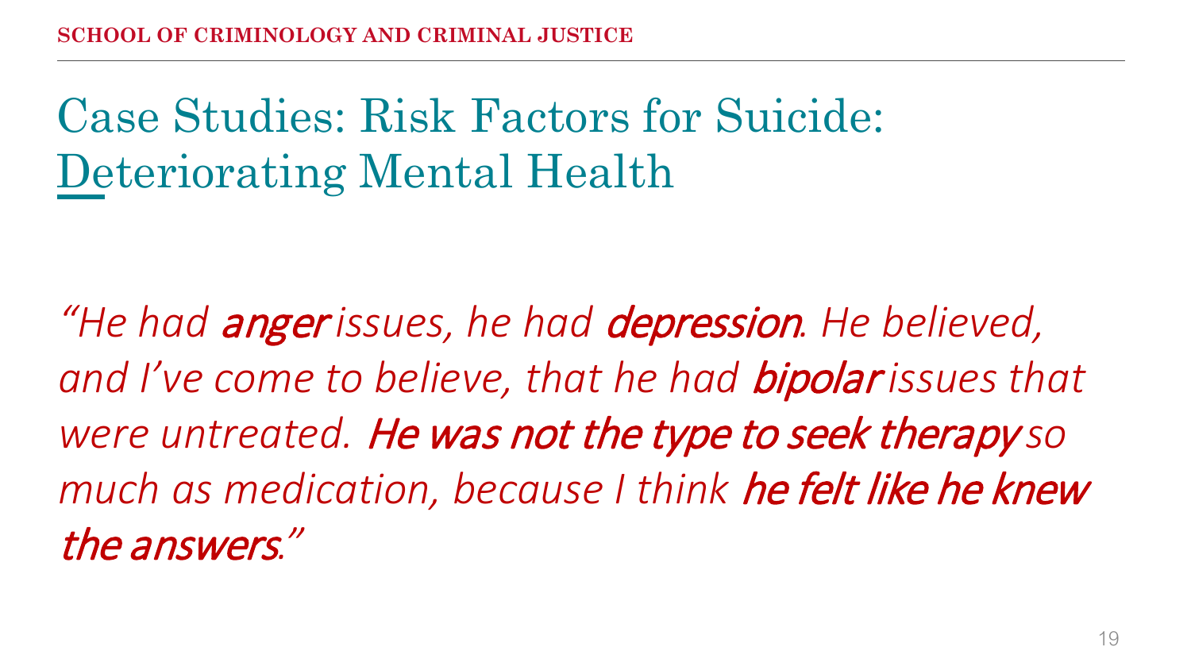# Case Studies: Risk Factors for Suicide: Deteriorating Mental Health

*"He had **anger** issues, he had **depression**. He believed, and I've come to believe, that he had **bipolar** issues that were untreated. **He was not the type to seek therapy** so much as medication, because I think **he felt like he knew the answers**."*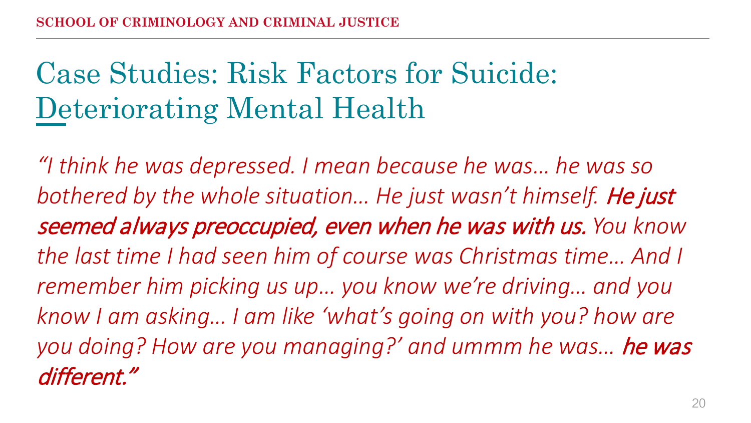# Case Studies: Risk Factors for Suicide: Deteriorating Mental Health

*"I think he was depressed. I mean because he was… he was so bothered by the whole situation… He just wasn't himself.* ***He just seemed always preoccupied, even when he was with us.*** *You know the last time I had seen him of course was Christmas time… And I remember him picking us up… you know we're driving… and you know I am asking… I am like 'what's going on with you? how are you doing? How are you managing?' and ummm he was…* ***he was different."***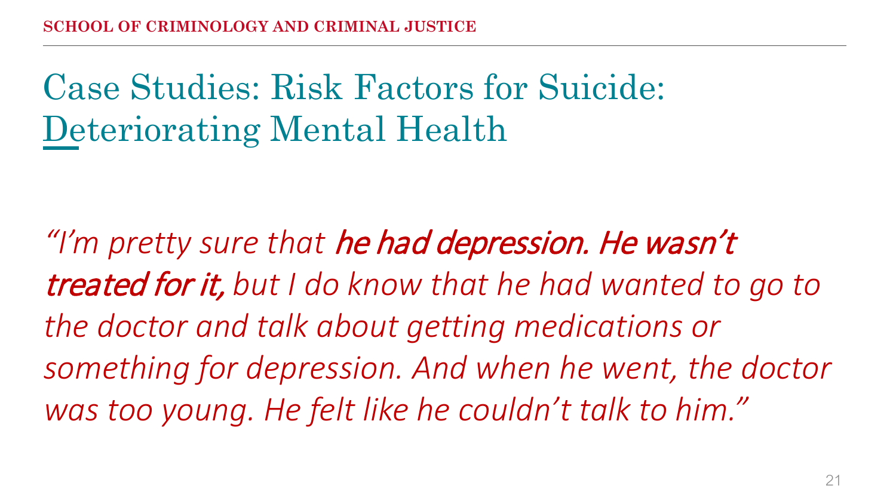# Case Studies: Risk Factors for Suicide: Deteriorating Mental Health

*"I'm pretty sure that **he had depression. He wasn't treated for it,** but I do know that he had wanted to go to the doctor and talk about getting medications or something for depression. And when he went, the doctor was too young. He felt like he couldn't talk to him."*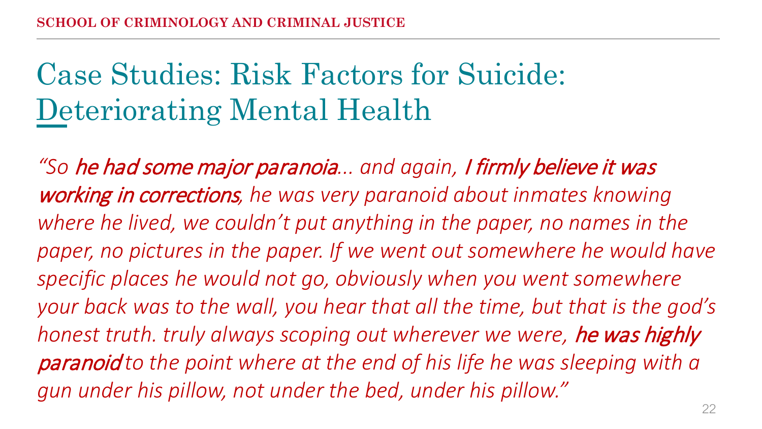# Case Studies: Risk Factors for Suicide: Deteriorating Mental Health

*"So **he had some major paranoia**... and again, **I firmly believe it was working in corrections**, he was very paranoid about inmates knowing where he lived, we couldn't put anything in the paper, no names in the paper, no pictures in the paper. If we went out somewhere he would have specific places he would not go, obviously when you went somewhere your back was to the wall, you hear that all the time, but that is the god's honest truth. truly always scoping out wherever we were, **he was highly paranoid** to the point where at the end of his life he was sleeping with a gun under his pillow, not under the bed, under his pillow."*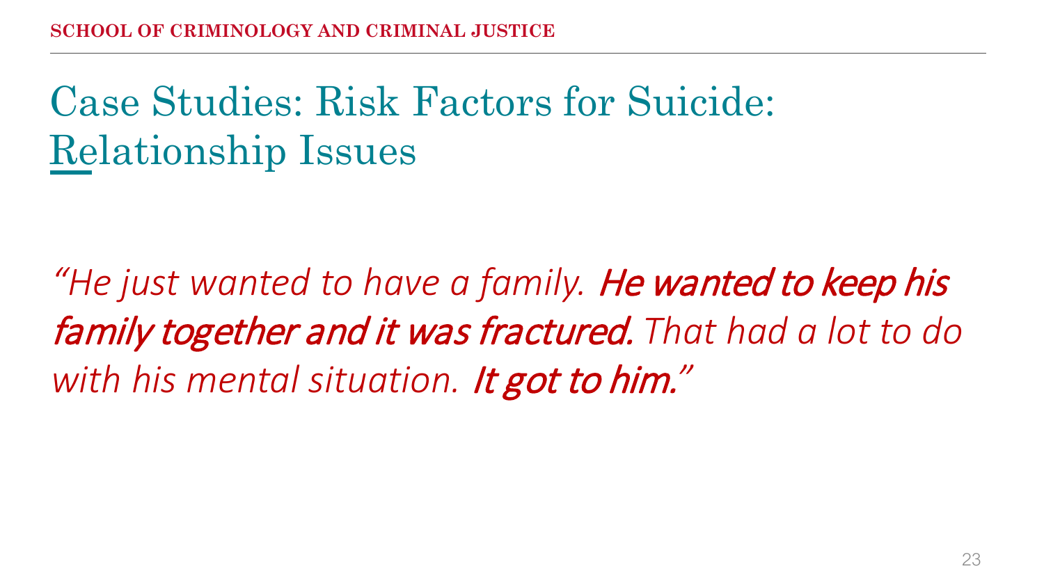# Case Studies: Risk Factors for Suicide: Relationship Issues

*"He just wanted to have a family.* ***He wanted to keep his family together and it was fractured.*** *That had a lot to do with his mental situation.* ***It got to him.****"*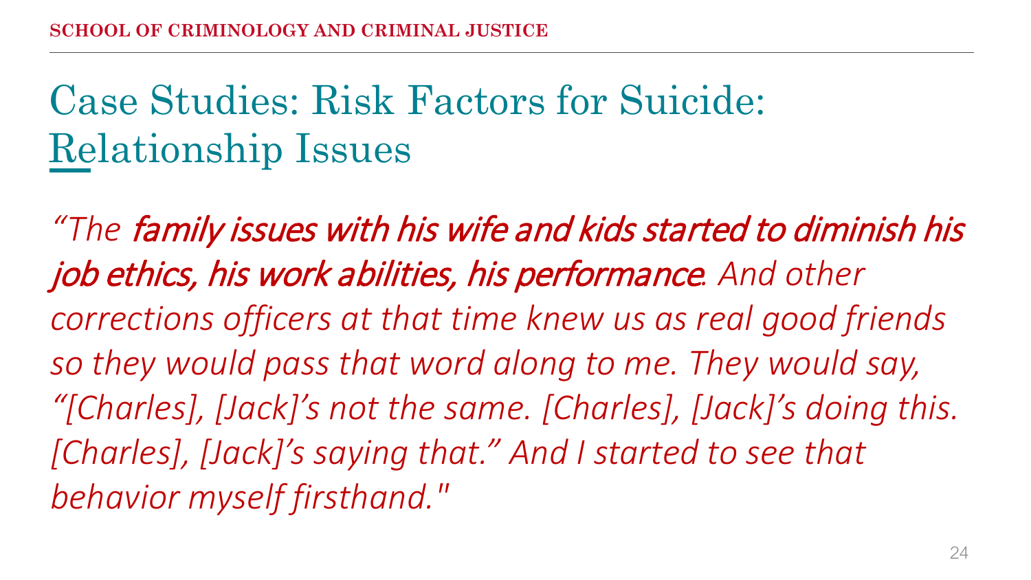# Case Studies: Risk Factors for Suicide: Relationship Issues

*"The **family issues with his wife and kids started to diminish his job ethics, his work abilities, his performance**. And other corrections officers at that time knew us as real good friends so they would pass that word along to me. They would say, "[Charles], [Jack]'s not the same. [Charles], [Jack]'s doing this. [Charles], [Jack]'s saying that." And I started to see that behavior myself firsthand."*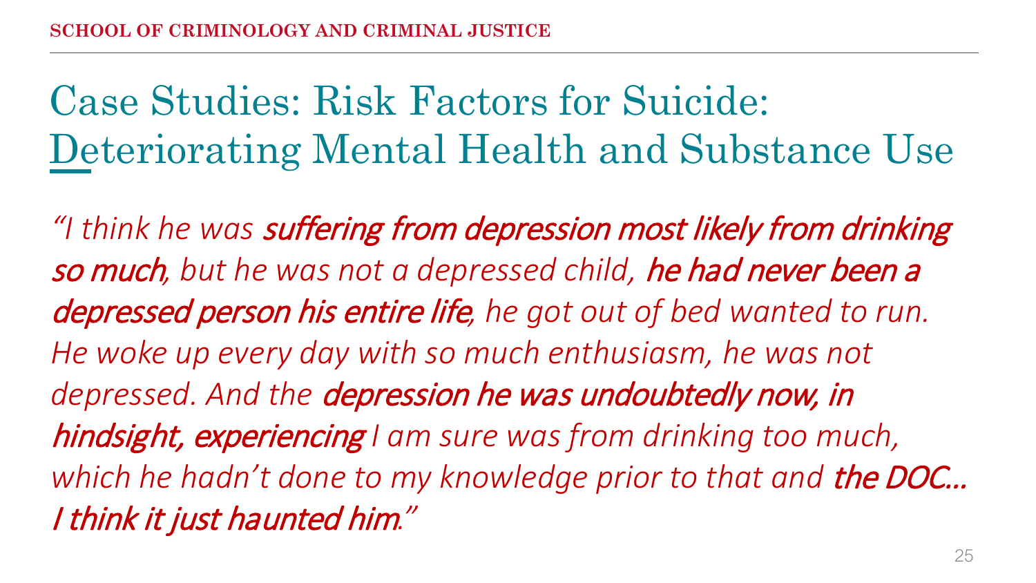# Case Studies: Risk Factors for Suicide: Deteriorating Mental Health and Substance Use

*"I think he was* ***suffering from depression most likely from drinking so much****, but he was not a depressed child,* ***he had never been a depressed person his entire life****, he got out of bed wanted to run. He woke up every day with so much enthusiasm, he was not depressed. And the* ***depression he was undoubtedly now, in hindsight, experiencing*** *I am sure was from drinking too much, which he hadn't done to my knowledge prior to that and* ***the DOC… I think it just haunted him****."*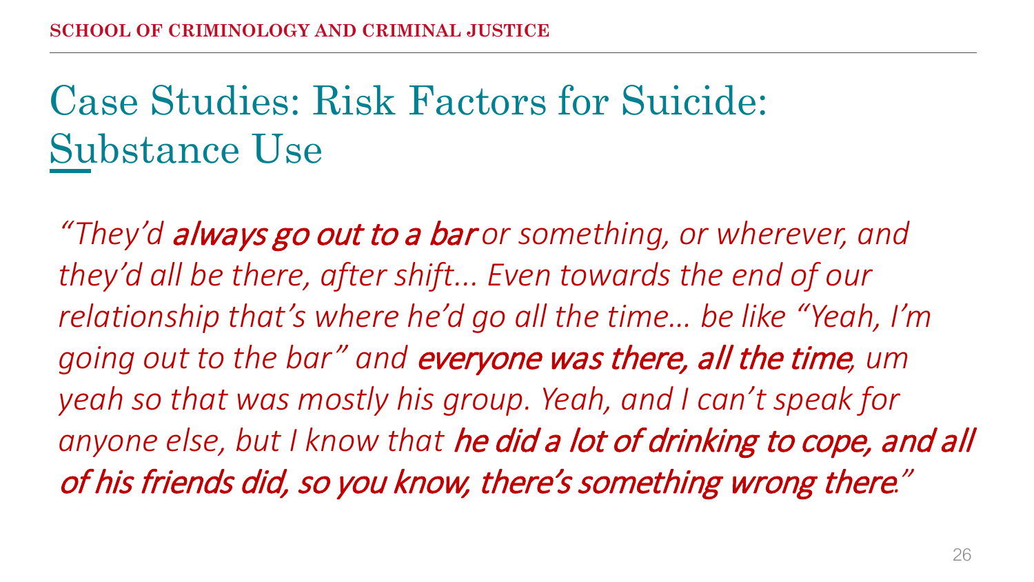# Case Studies: Risk Factors for Suicide: Substance Use

*"They'd **always go out to a bar** or something, or wherever, and they'd all be there, after shift... Even towards the end of our relationship that's where he'd go all the time... be like "Yeah, I'm going out to the bar" and **everyone was there, all the time**, um yeah so that was mostly his group. Yeah, and I can't speak for anyone else, but I know that **he did a lot of drinking to cope, and all of his friends did, so you know, there's something wrong there**."*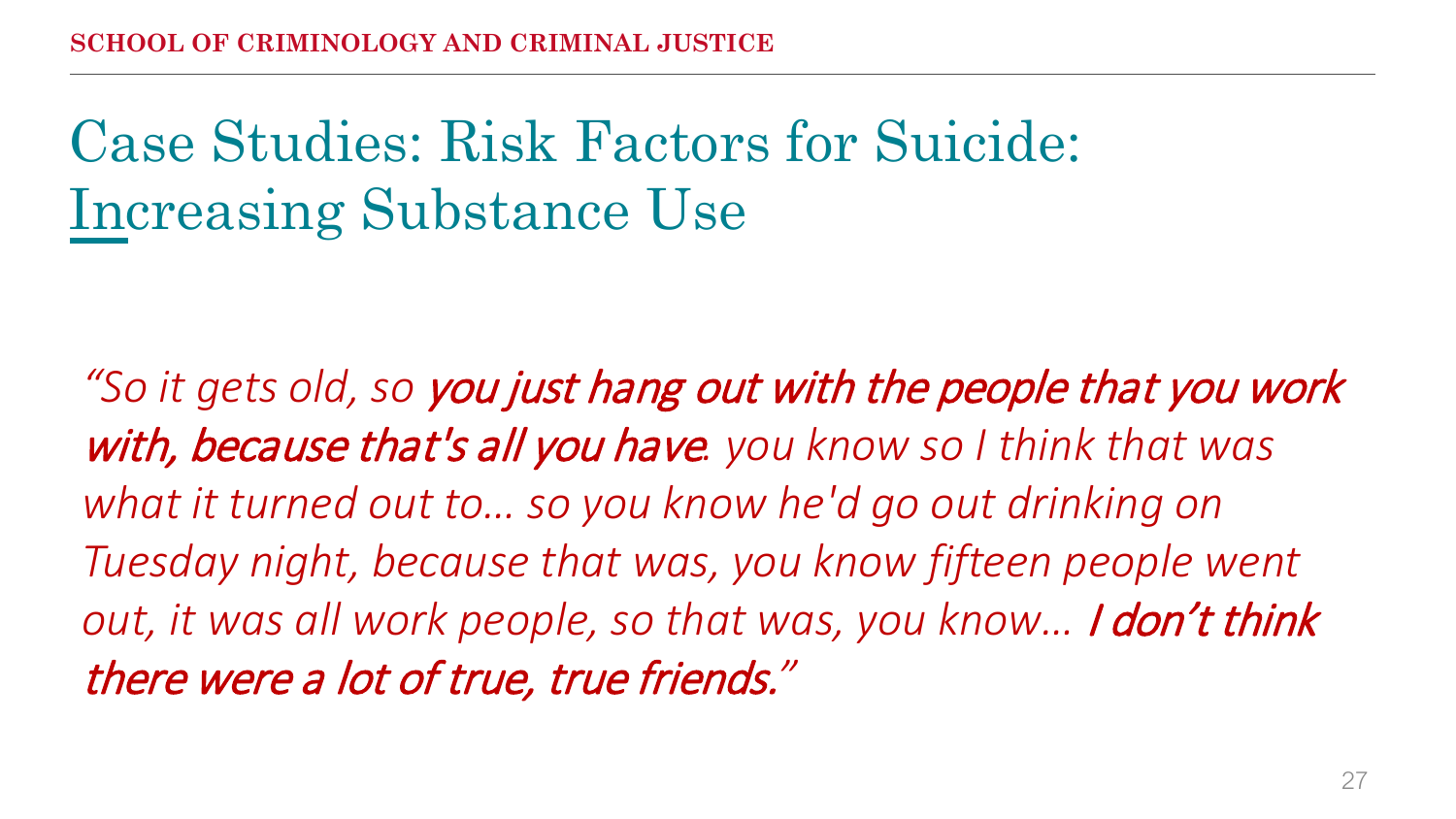# Case Studies: Risk Factors for Suicide: Increasing Substance Use

*"So it gets old, so **you just hang out with the people that you work with, because that's all you have**. you know so I think that was what it turned out to… so you know he'd go out drinking on Tuesday night, because that was, you know fifteen people went out, it was all work people, so that was, you know… **I don't think there were a lot of true, true friends.**"*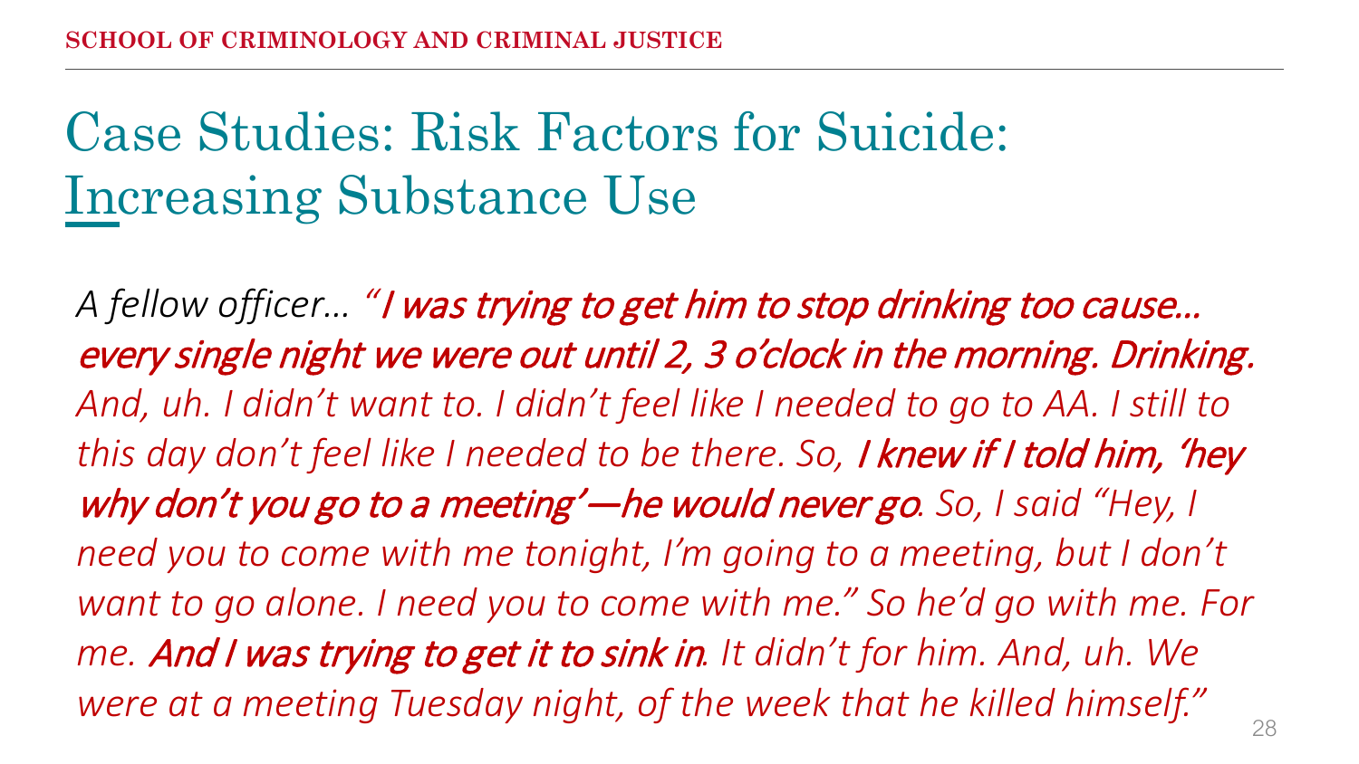# Case Studies: Risk Factors for Suicide: Increasing Substance Use

*A fellow officer… "**I was trying to get him to stop drinking too cause… every single night we were out until 2, 3 o'clock in the morning. Drinking.** And, uh. I didn't want to. I didn't feel like I needed to go to AA. I still to this day don't feel like I needed to be there. So, **I knew if I told him, 'hey why don't you go to a meeting'—he would never go**. So, I said "Hey, I need you to come with me tonight, I'm going to a meeting, but I don't want to go alone. I need you to come with me." So he'd go with me. For me. **And I was trying to get it to sink in**. It didn't for him. And, uh. We were at a meeting Tuesday night, of the week that he killed himself."*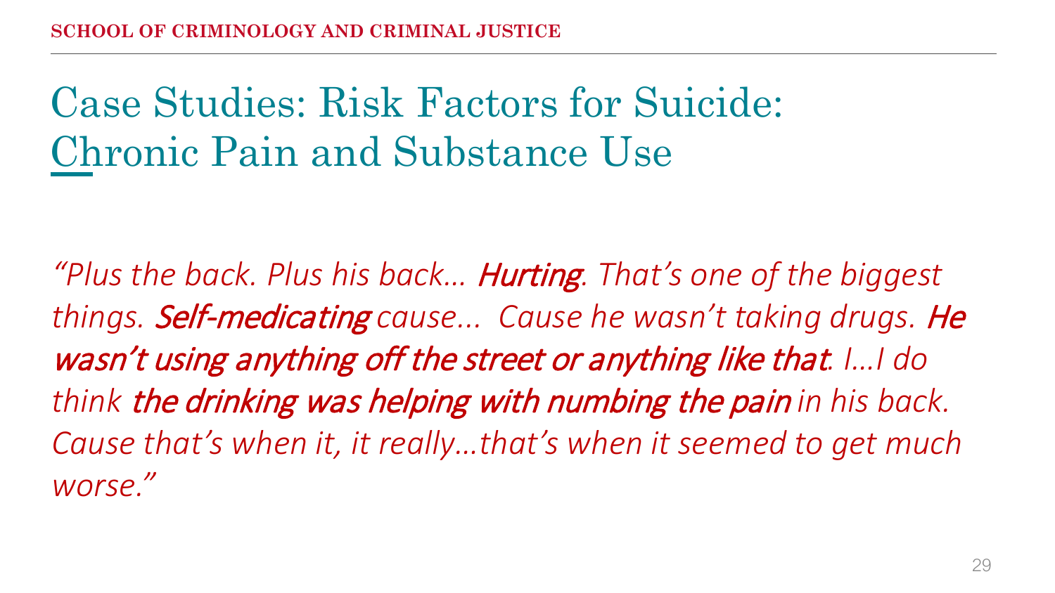# Case Studies: Risk Factors for Suicide: Chronic Pain and Substance Use

*"Plus the back. Plus his back… **Hurting**. That's one of the biggest things. **Self-medicating** cause… Cause he wasn't taking drugs. **He wasn't using anything off the street or anything like that**. I…I do think **the drinking was helping with numbing the pain** in his back. Cause that's when it, it really…that's when it seemed to get much worse."*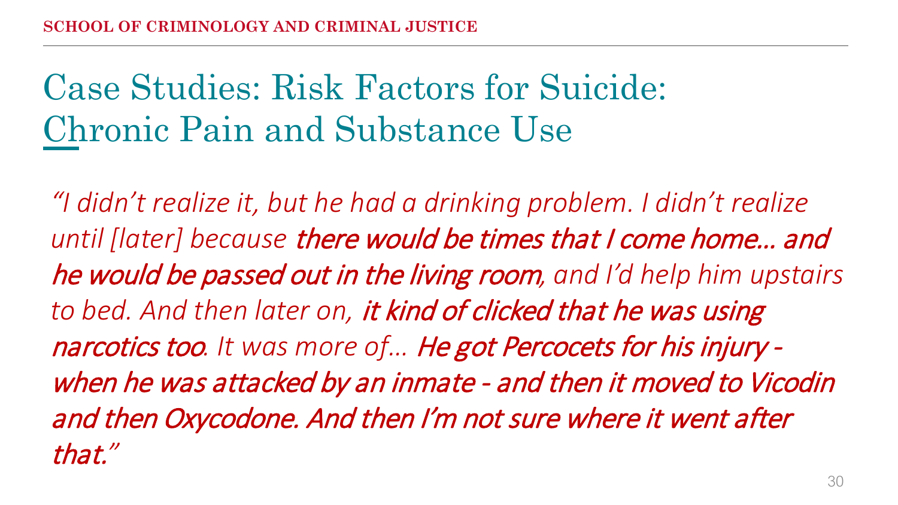# Case Studies: Risk Factors for Suicide: Chronic Pain and Substance Use

*"I didn't realize it, but he had a drinking problem. I didn't realize until [later] because **there would be times that I come home… and he would be passed out in the living room**, and I'd help him upstairs to bed. And then later on, **it kind of clicked that he was using narcotics too**. It was more of… **He got Percocets for his injury - when he was attacked by an inmate - and then it moved to Vicodin and then Oxycodone. And then I'm not sure where it went after that."***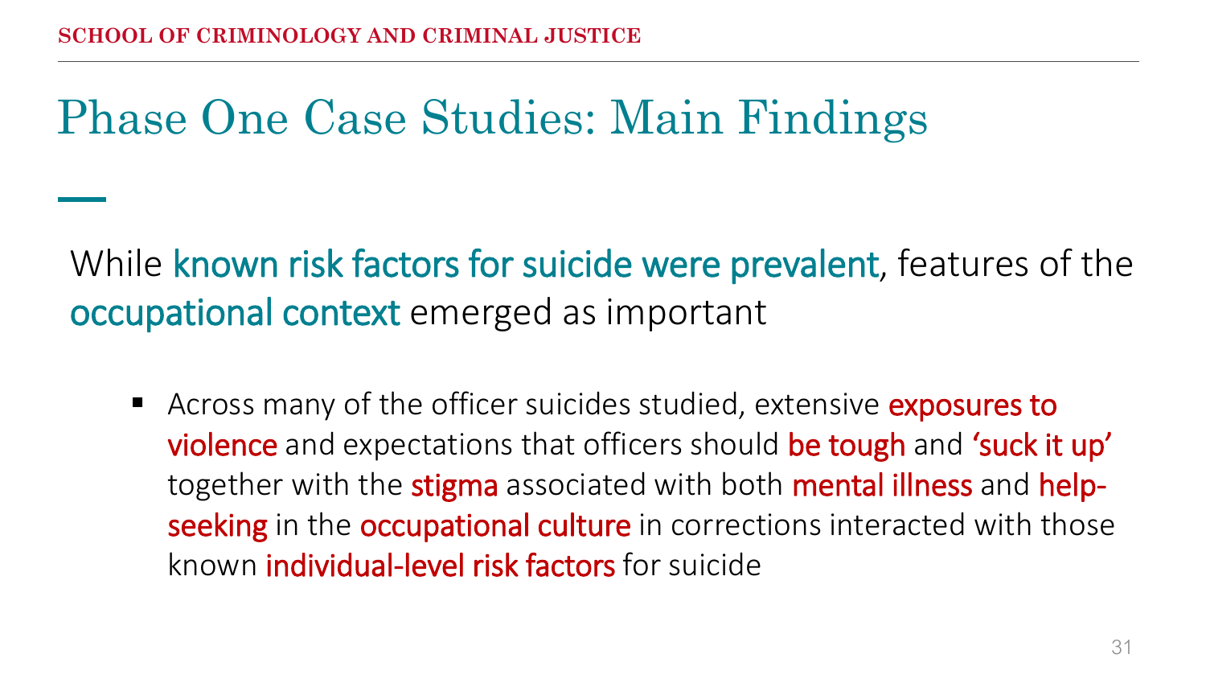# Phase One Case Studies: Main Findings

While known risk factors for suicide were prevalent, features of the occupational context emerged as important

- Across many of the officer suicides studied, extensive exposures to violence and expectations that officers should be tough and 'suck it up' together with the stigma associated with both mental illness and help-seeking in the occupational culture in corrections interacted with those known individual-level risk factors for suicide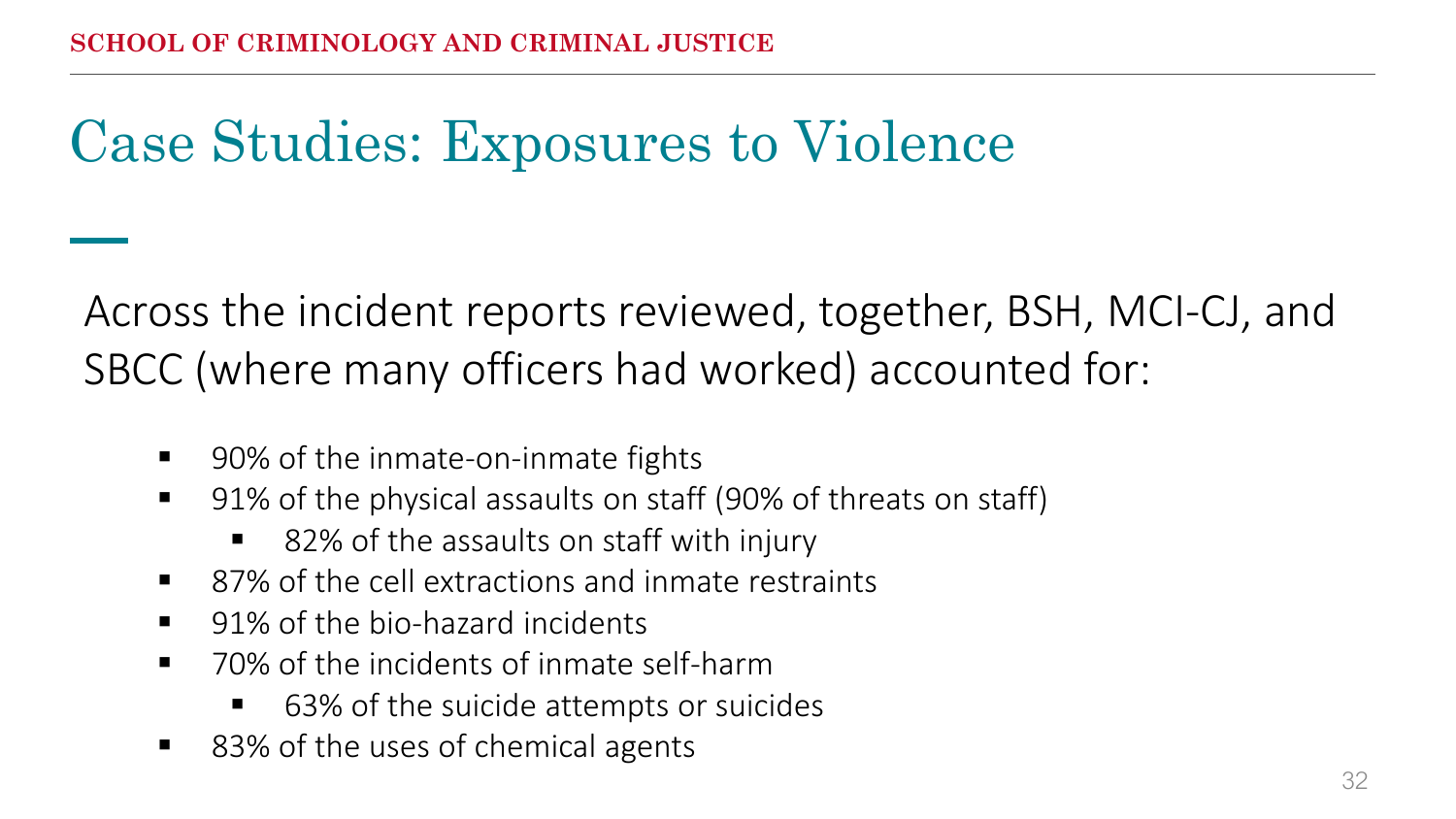# Case Studies: Exposures to Violence

Across the incident reports reviewed, together, BSH, MCI-CJ, and SBCC (where many officers had worked) accounted for:

- 90% of the inmate-on-inmate fights
- 91% of the physical assaults on staff (90% of threats on staff)
  - 82% of the assaults on staff with injury
- 87% of the cell extractions and inmate restraints
- 91% of the bio-hazard incidents
- 70% of the incidents of inmate self-harm
  - 63% of the suicide attempts or suicides
- 83% of the uses of chemical agents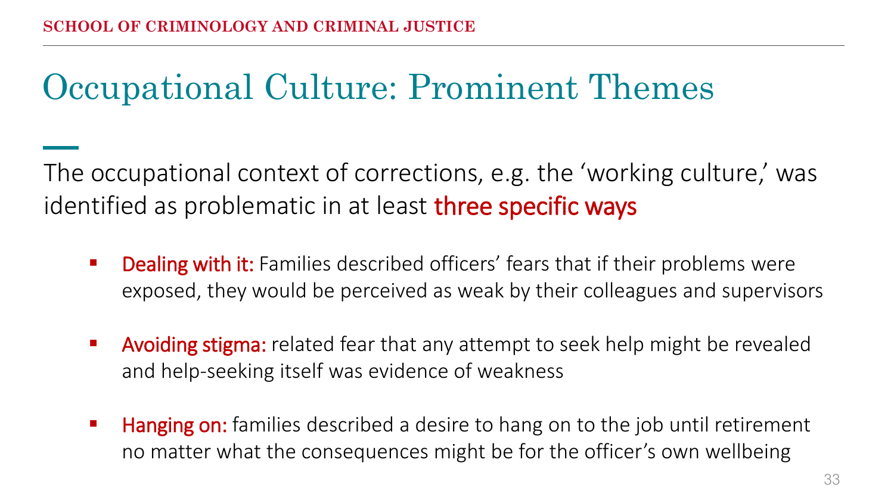# Occupational Culture: Prominent Themes

The occupational context of corrections, e.g. the 'working culture,' was identified as problematic in at least **three specific ways**

- **Dealing with it:** Families described officers' fears that if their problems were exposed, they would be perceived as weak by their colleagues and supervisors
- **Avoiding stigma:** related fear that any attempt to seek help might be revealed and help-seeking itself was evidence of weakness
- **Hanging on:** families described a desire to hang on to the job until retirement no matter what the consequences might be for the officer's own wellbeing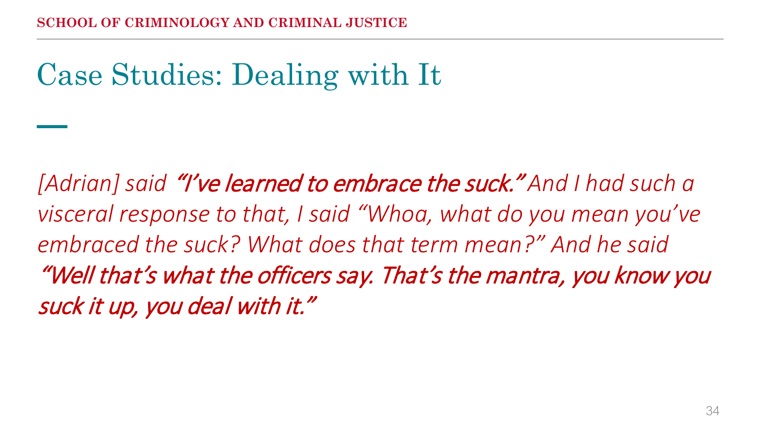# Case Studies: Dealing with It

*[Adrian] said **"I've learned to embrace the suck."** And I had such a visceral response to that, I said "Whoa, what do you mean you've embraced the suck? What does that term mean?" And he said **"Well that's what the officers say. That's the mantra, you know you suck it up, you deal with it."***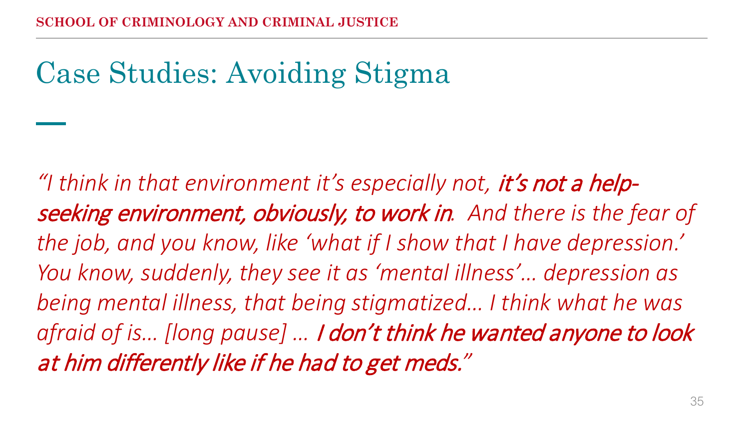# Case Studies: Avoiding Stigma

*"I think in that environment it's especially not,* ***it's not a help-seeking environment, obviously, to work in****. And there is the fear of the job, and you know, like 'what if I show that I have depression.' You know, suddenly, they see it as 'mental illness'… depression as being mental illness, that being stigmatized… I think what he was afraid of is… [long pause] …* ***I don't think he wanted anyone to look at him differently like if he had to get meds.****"*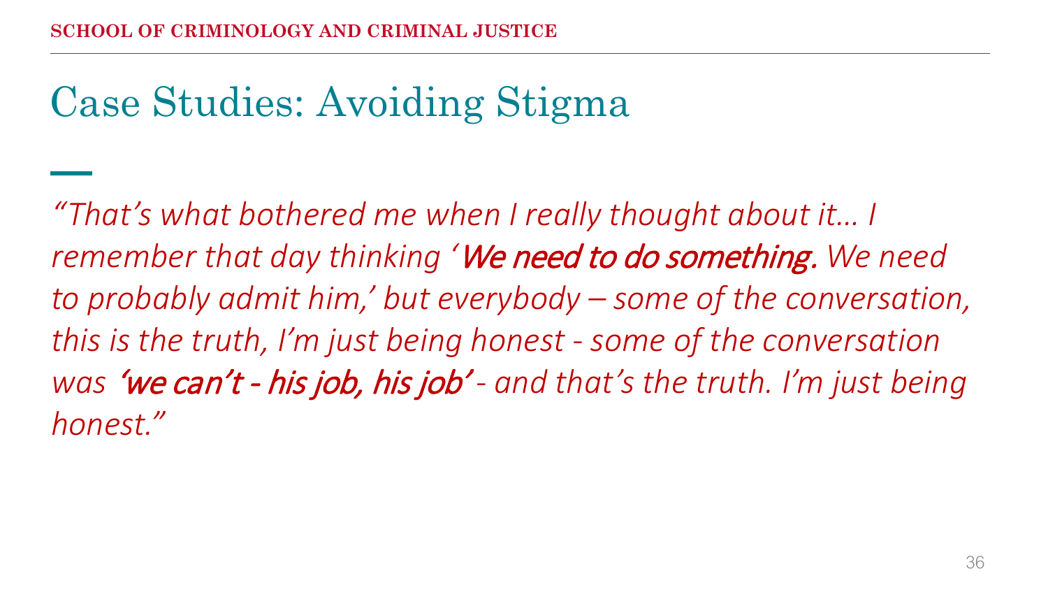# Case Studies: Avoiding Stigma

*"That's what bothered me when I really thought about it… I remember that day thinking '**We need to do something.** We need to probably admit him,' but everybody – some of the conversation, this is the truth, I'm just being honest - some of the conversation was **'we can't - his job, his job'** - and that's the truth. I'm just being honest."*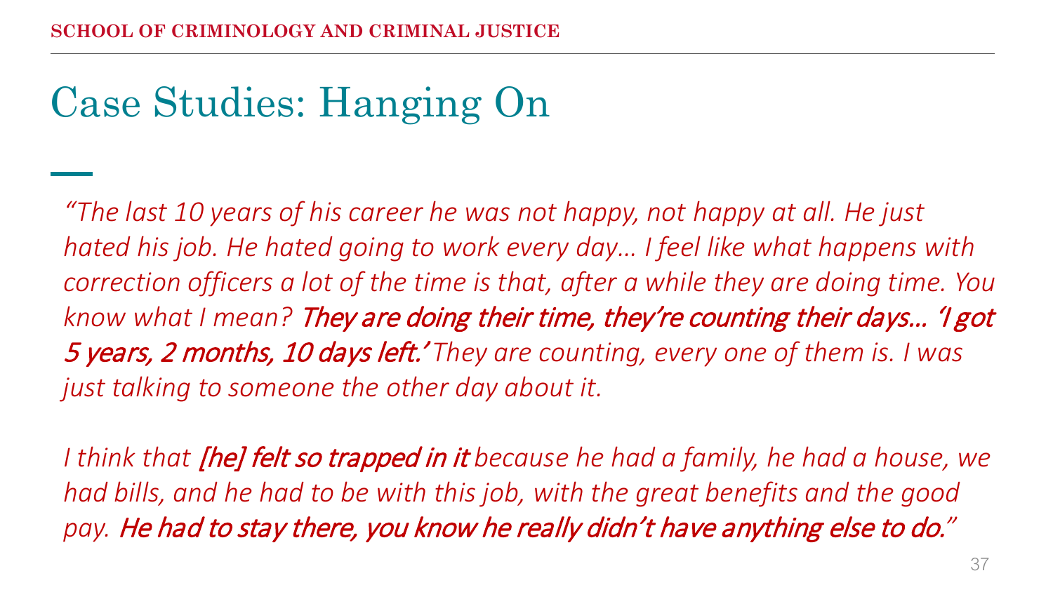# Case Studies: Hanging On

*"The last 10 years of his career he was not happy, not happy at all. He just hated his job. He hated going to work every day… I feel like what happens with correction officers a lot of the time is that, after a while they are doing time. You know what I mean?* ***They are doing their time, they're counting their days… 'I got 5 years, 2 months, 10 days left.'*** *They are counting, every one of them is. I was just talking to someone the other day about it.*

*I think that* ***[he] felt so trapped in it*** *because he had a family, he had a house, we had bills, and he had to be with this job, with the great benefits and the good pay.* ***He had to stay there, you know he really didn't have anything else to do.****"*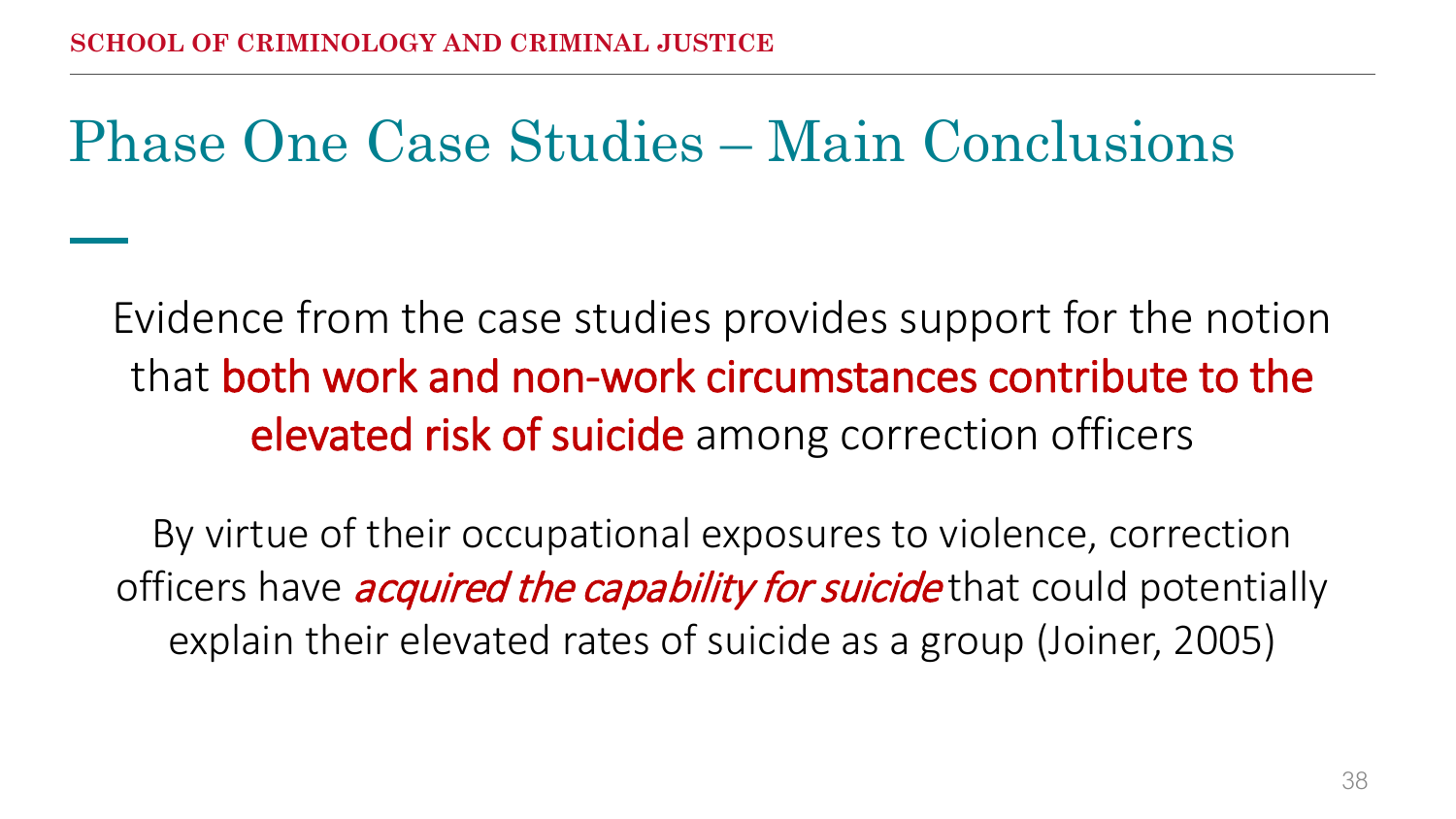# Phase One Case Studies – Main Conclusions

Evidence from the case studies provides support for the notion that **both work and non-work circumstances contribute to the elevated risk of suicide** among correction officers

By virtue of their occupational exposures to violence, correction officers have ***acquired the capability for suicide*** that could potentially explain their elevated rates of suicide as a group (Joiner, 2005)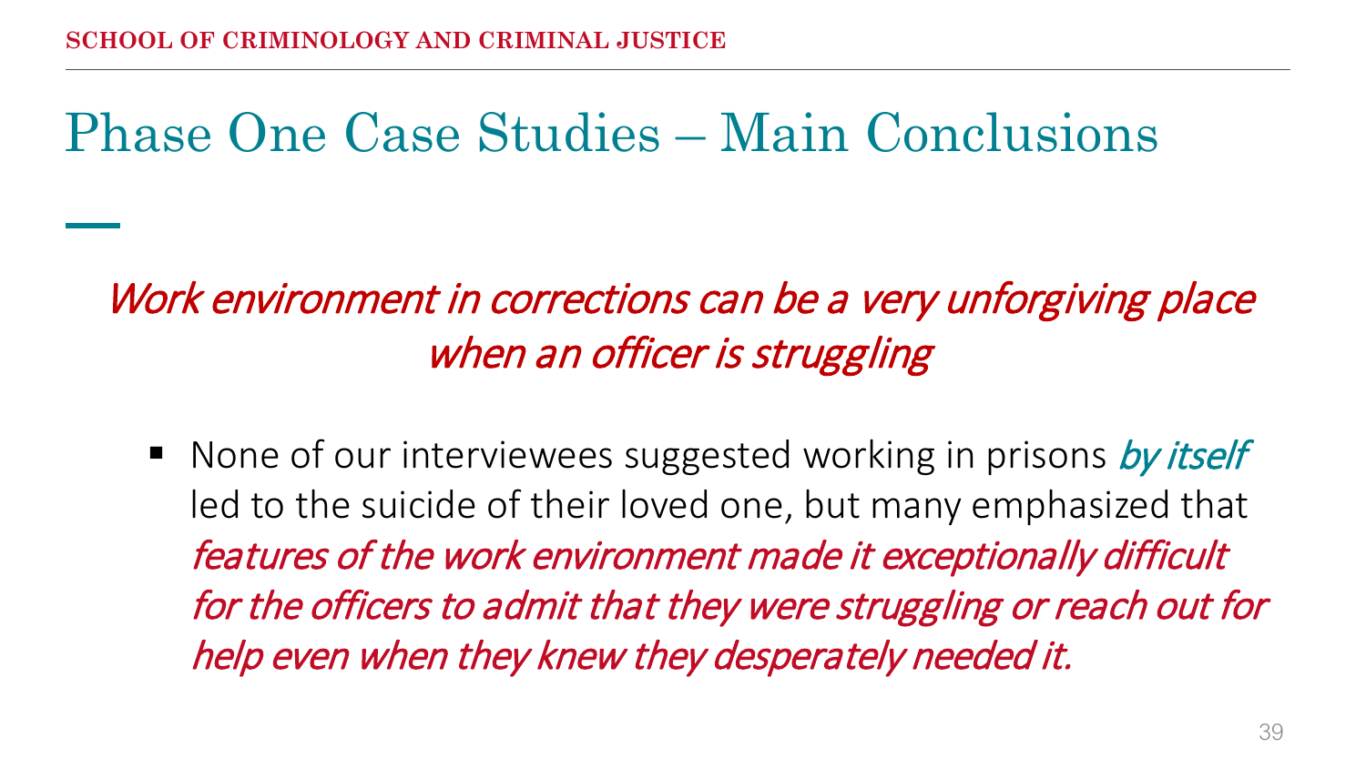# Phase One Case Studies – Main Conclusions

*Work environment in corrections can be a very unforgiving place when an officer is struggling*

- None of our interviewees suggested working in prisons *by itself* led to the suicide of their loved one, but many emphasized that *features of the work environment made it exceptionally difficult for the officers to admit that they were struggling or reach out for help even when they knew they desperately needed it.*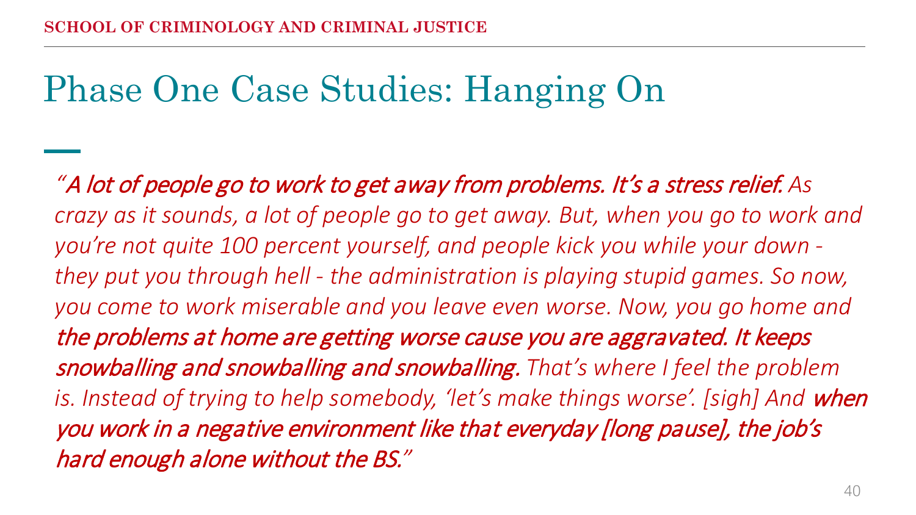# Phase One Case Studies: Hanging On

*"**A lot of people go to work to get away from problems. It's a stress relief.** As crazy as it sounds, a lot of people go to get away. But, when you go to work and you're not quite 100 percent yourself, and people kick you while your down - they put you through hell - the administration is playing stupid games. So now, you come to work miserable and you leave even worse. Now, you go home and **the problems at home are getting worse cause you are aggravated. It keeps snowballing and snowballing and snowballing.** That's where I feel the problem is. Instead of trying to help somebody, 'let's make things worse'. [sigh] And **when you work in a negative environment like that everyday [long pause], the job's hard enough alone without the BS.**"*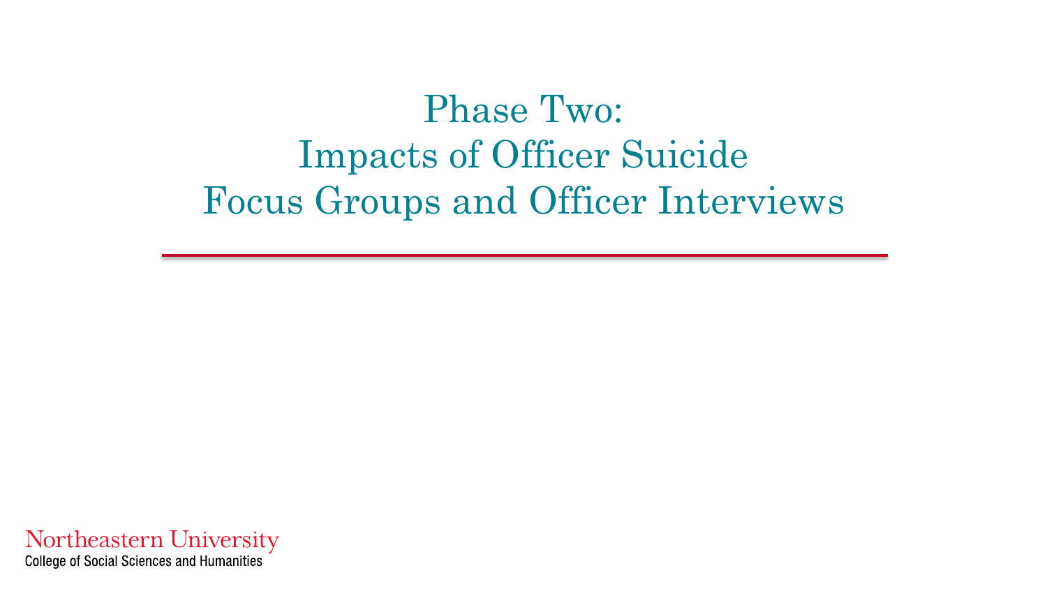# Phase Two: Impacts of Officer Suicide Focus Groups and Officer Interviews

Northeastern University
College of Social Sciences and Humanities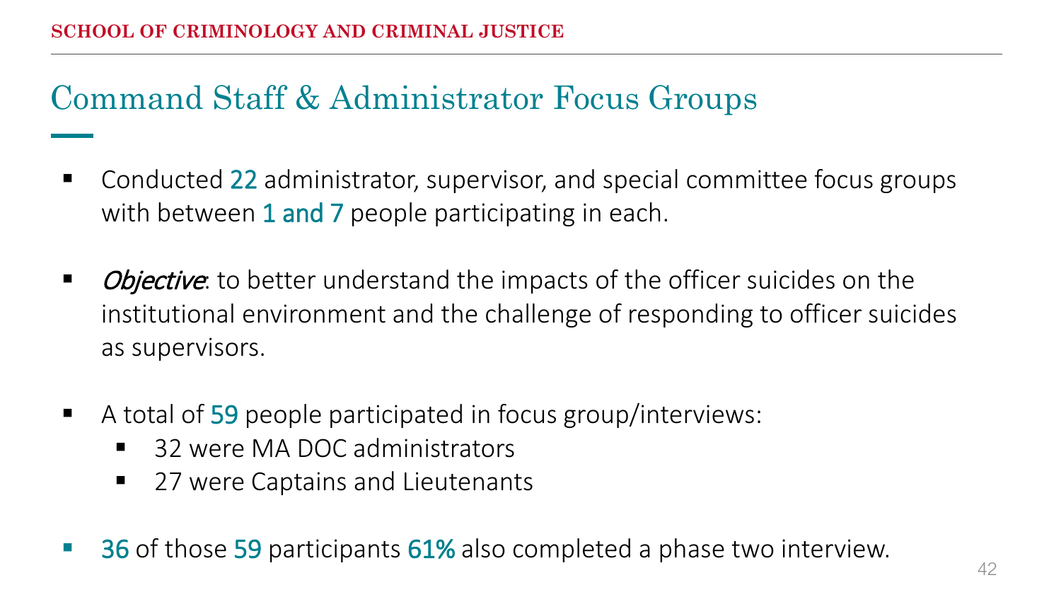# Command Staff & Administrator Focus Groups

- Conducted 22 administrator, supervisor, and special committee focus groups with between 1 and 7 people participating in each.
- *Objective*: to better understand the impacts of the officer suicides on the institutional environment and the challenge of responding to officer suicides as supervisors.
- A total of 59 people participated in focus group/interviews:
  - 32 were MA DOC administrators
  - 27 were Captains and Lieutenants
- 36 of those 59 participants 61% also completed a phase two interview.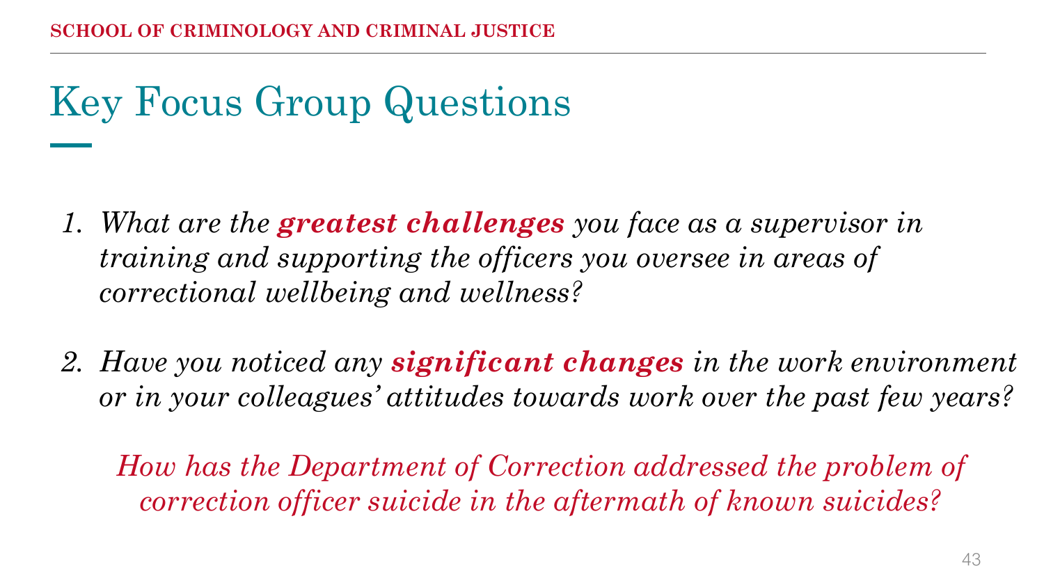# Key Focus Group Questions

1. *What are the* ***greatest challenges*** *you face as a supervisor in training and supporting the officers you oversee in areas of correctional wellbeing and wellness?*

2. *Have you noticed any* ***significant changes*** *in the work environment or in your colleagues' attitudes towards work over the past few years?*

*How has the Department of Correction addressed the problem of correction officer suicide in the aftermath of known suicides?*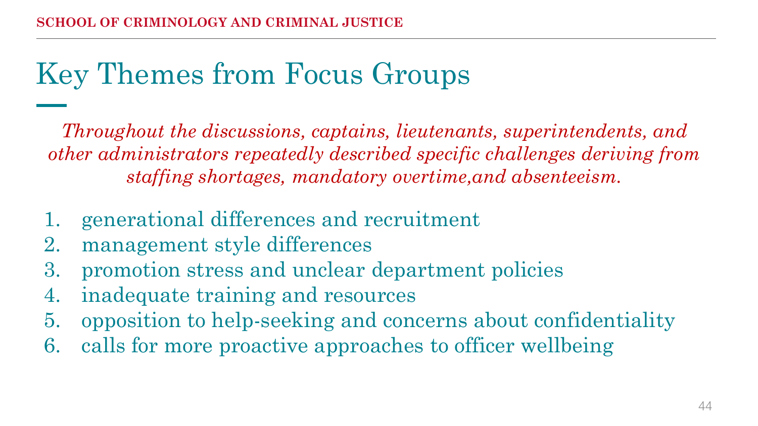# Key Themes from Focus Groups

*Throughout the discussions, captains, lieutenants, superintendents, and other administrators repeatedly described specific challenges deriving from staffing shortages, mandatory overtime,and absenteeism.*

1. generational differences and recruitment
2. management style differences
3. promotion stress and unclear department policies
4. inadequate training and resources
5. opposition to help-seeking and concerns about confidentiality
6. calls for more proactive approaches to officer wellbeing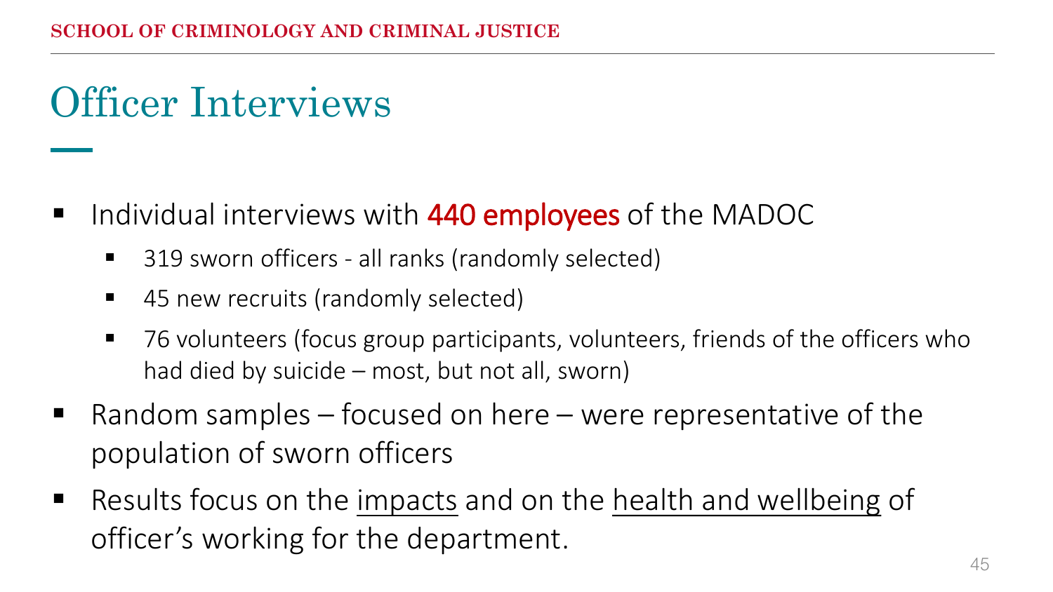# Officer Interviews

- Individual interviews with **440 employees** of the MADOC
  - 319 sworn officers - all ranks (randomly selected)
  - 45 new recruits (randomly selected)
  - 76 volunteers (focus group participants, volunteers, friends of the officers who had died by suicide – most, but not all, sworn)
- Random samples – focused on here – were representative of the population of sworn officers
- Results focus on the <u>impacts</u> and on the <u>health and wellbeing</u> of officer's working for the department.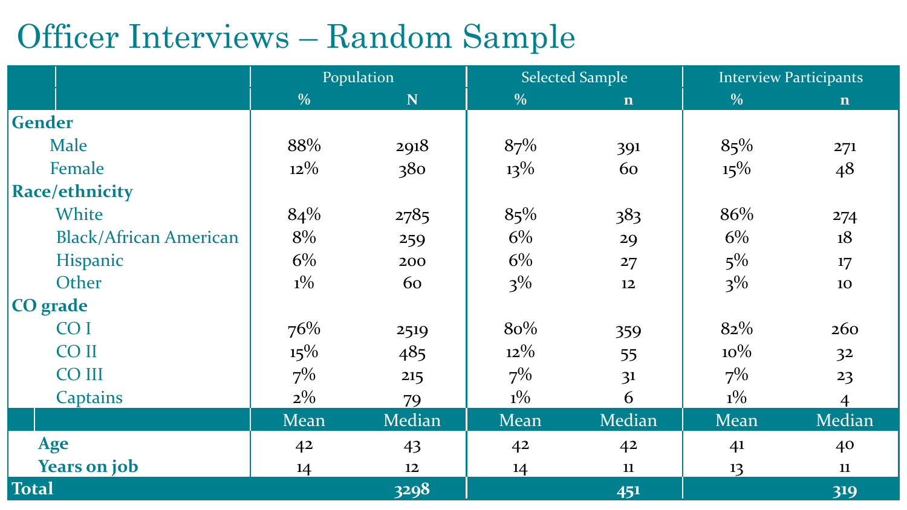# Officer Interviews – Random Sample

| | Population | | Selected Sample | | Interview Participants | |
|---|---|---|---|---|---|---|
| | % | N | % | n | % | n |
| **Gender** | | | | | | |
| Male | 88% | 2918 | 87% | 391 | 85% | 271 |
| Female | 12% | 380 | 13% | 60 | 15% | 48 |
| **Race/ethnicity** | | | | | | |
| White | 84% | 2785 | 85% | 383 | 86% | 274 |
| Black/African American | 8% | 259 | 6% | 29 | 6% | 18 |
| Hispanic | 6% | 200 | 6% | 27 | 5% | 17 |
| Other | 1% | 60 | 3% | 12 | 3% | 10 |
| **CO grade** | | | | | | |
| CO I | 76% | 2519 | 80% | 359 | 82% | 260 |
| CO II | 15% | 485 | 12% | 55 | 10% | 32 |
| CO III | 7% | 215 | 7% | 31 | 7% | 23 |
| Captains | 2% | 79 | 1% | 6 | 1% | 4 |
| | Mean | Median | Mean | Median | Mean | Median |
| **Age** | 42 | 43 | 42 | 42 | 41 | 40 |
| **Years on job** | 14 | 12 | 14 | 11 | 13 | 11 |
| **Total** | | 3298 | | 451 | | 319 |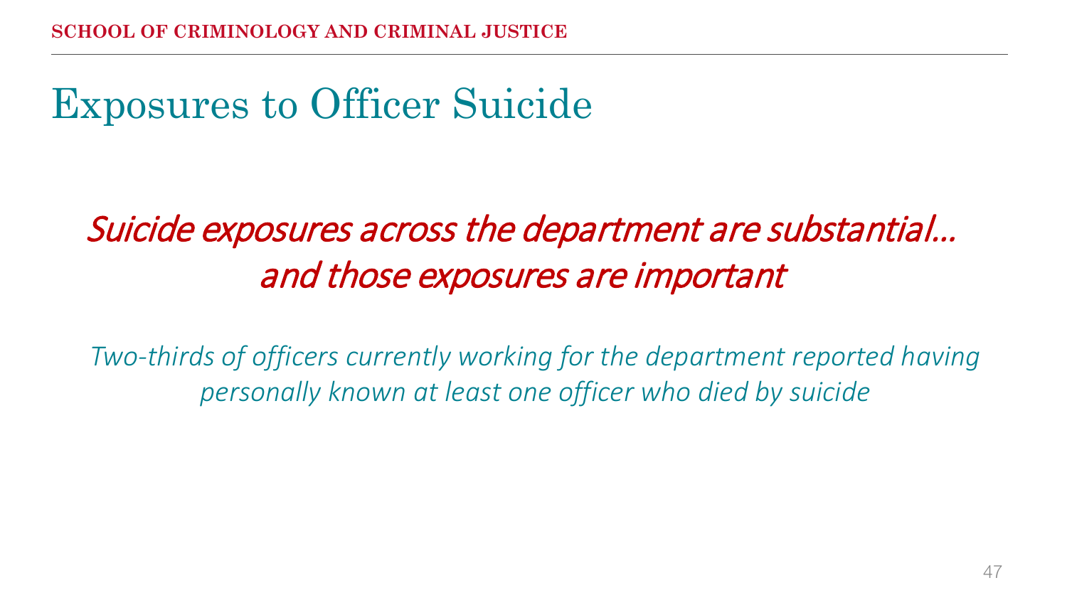# Exposures to Officer Suicide

*Suicide exposures across the department are substantial… and those exposures are important*

*Two-thirds of officers currently working for the department reported having personally known at least one officer who died by suicide*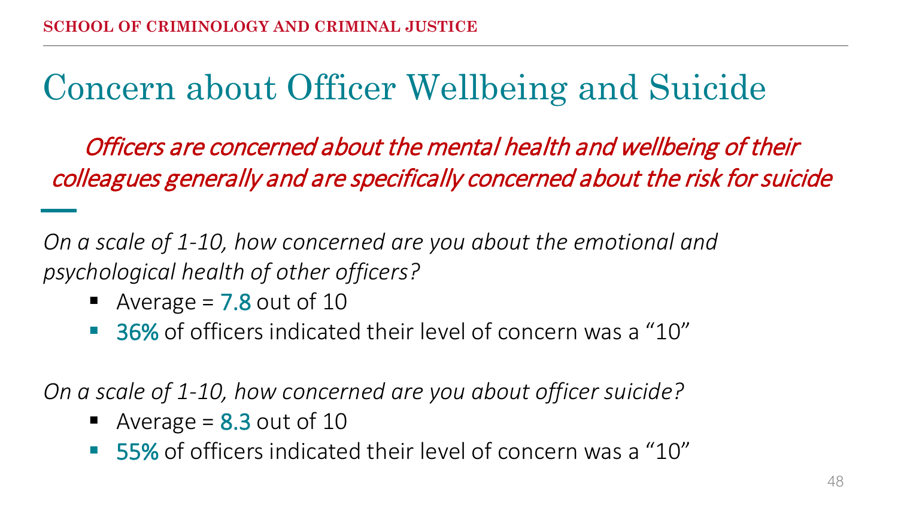# Concern about Officer Wellbeing and Suicide

*Officers are concerned about the mental health and wellbeing of their colleagues generally and are specifically concerned about the risk for suicide*

*On a scale of 1-10, how concerned are you about the emotional and psychological health of other officers?*

- Average = 7.8 out of 10
- 36% of officers indicated their level of concern was a "10"

*On a scale of 1-10, how concerned are you about officer suicide?*

- Average = 8.3 out of 10
- 55% of officers indicated their level of concern was a "10"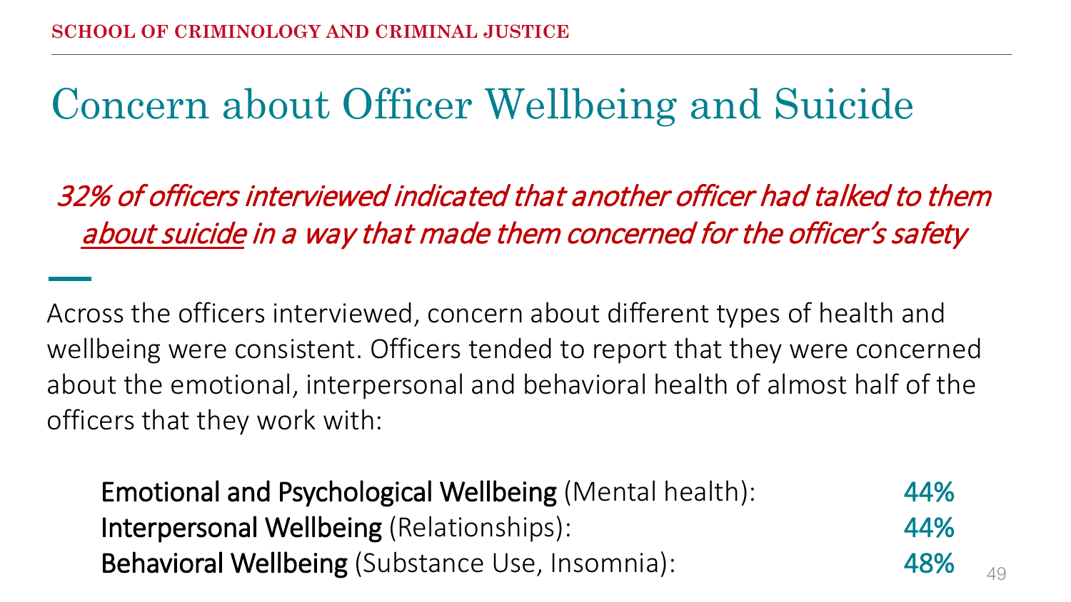# Concern about Officer Wellbeing and Suicide

*32% of officers interviewed indicated that another officer had talked to them about suicide in a way that made them concerned for the officer's safety*

Across the officers interviewed, concern about different types of health and wellbeing were consistent. Officers tended to report that they were concerned about the emotional, interpersonal and behavioral health of almost half of the officers that they work with:

| | |
|---|---|
| **Emotional and Psychological Wellbeing** (Mental health): | 44% |
| **Interpersonal Wellbeing** (Relationships): | 44% |
| **Behavioral Wellbeing** (Substance Use, Insomnia): | 48% |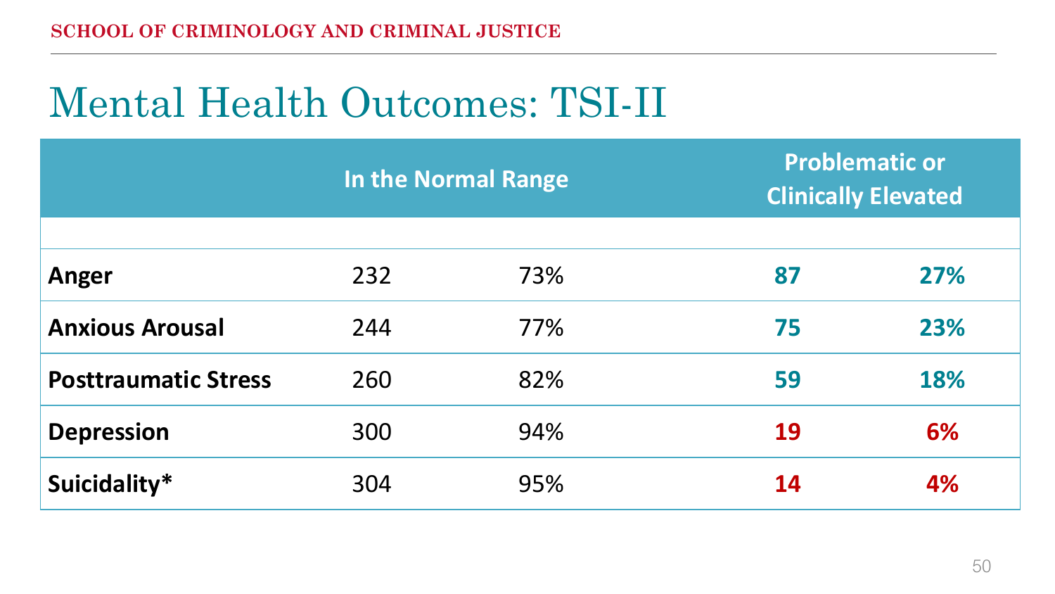# Mental Health Outcomes: TSI-II

| | In the Normal Range | | Problematic or Clinically Elevated | |
|---|---|---|---|---|
| | | | | |
| **Anger** | 232 | 73% | **87** | **27%** |
| **Anxious Arousal** | 244 | 77% | **75** | **23%** |
| **Posttraumatic Stress** | 260 | 82% | **59** | **18%** |
| **Depression** | 300 | 94% | **19** | **6%** |
| **Suicidality*** | 304 | 95% | **14** | **4%** |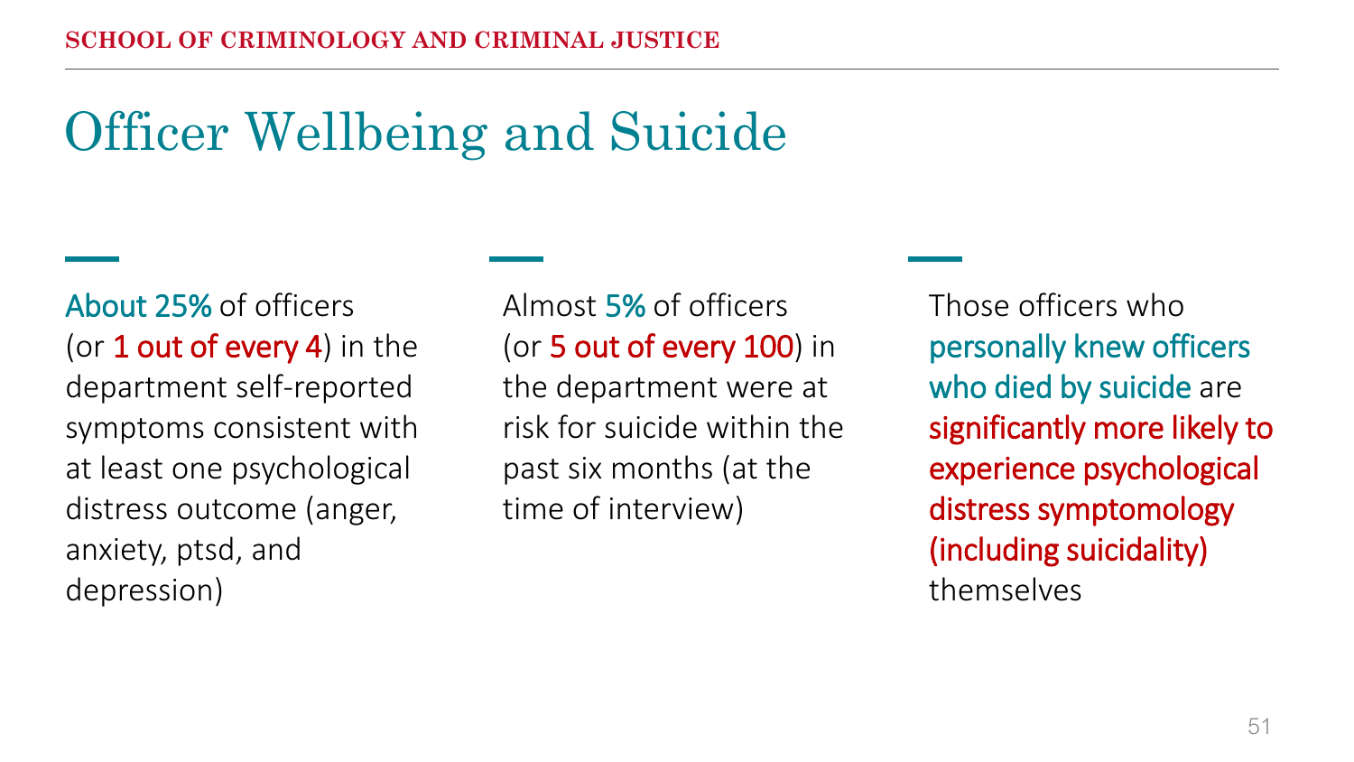# Officer Wellbeing and Suicide

About 25% of officers (or 1 out of every 4) in the department self-reported symptoms consistent with at least one psychological distress outcome (anger, anxiety, ptsd, and depression)

Almost 5% of officers (or 5 out of every 100) in the department were at risk for suicide within the past six months (at the time of interview)

Those officers who personally knew officers who died by suicide are significantly more likely to experience psychological distress symptomology (including suicidality) themselves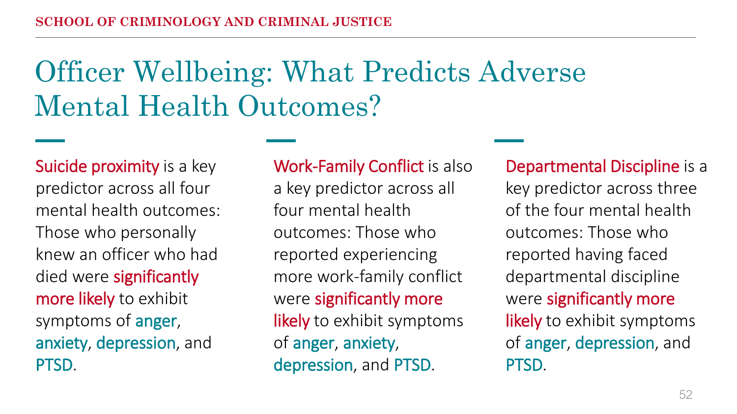# Officer Wellbeing: What Predicts Adverse Mental Health Outcomes?

**Suicide proximity** is a key predictor across all four mental health outcomes: Those who personally knew an officer who had died were **significantly more likely** to exhibit symptoms of anger, anxiety, depression, and PTSD.

**Work-Family Conflict** is also a key predictor across all four mental health outcomes: Those who reported experiencing more work-family conflict were **significantly more likely** to exhibit symptoms of anger, anxiety, depression, and PTSD.

**Departmental Discipline** is a key predictor across three of the four mental health outcomes: Those who reported having faced departmental discipline were **significantly more likely** to exhibit symptoms of anger, depression, and PTSD.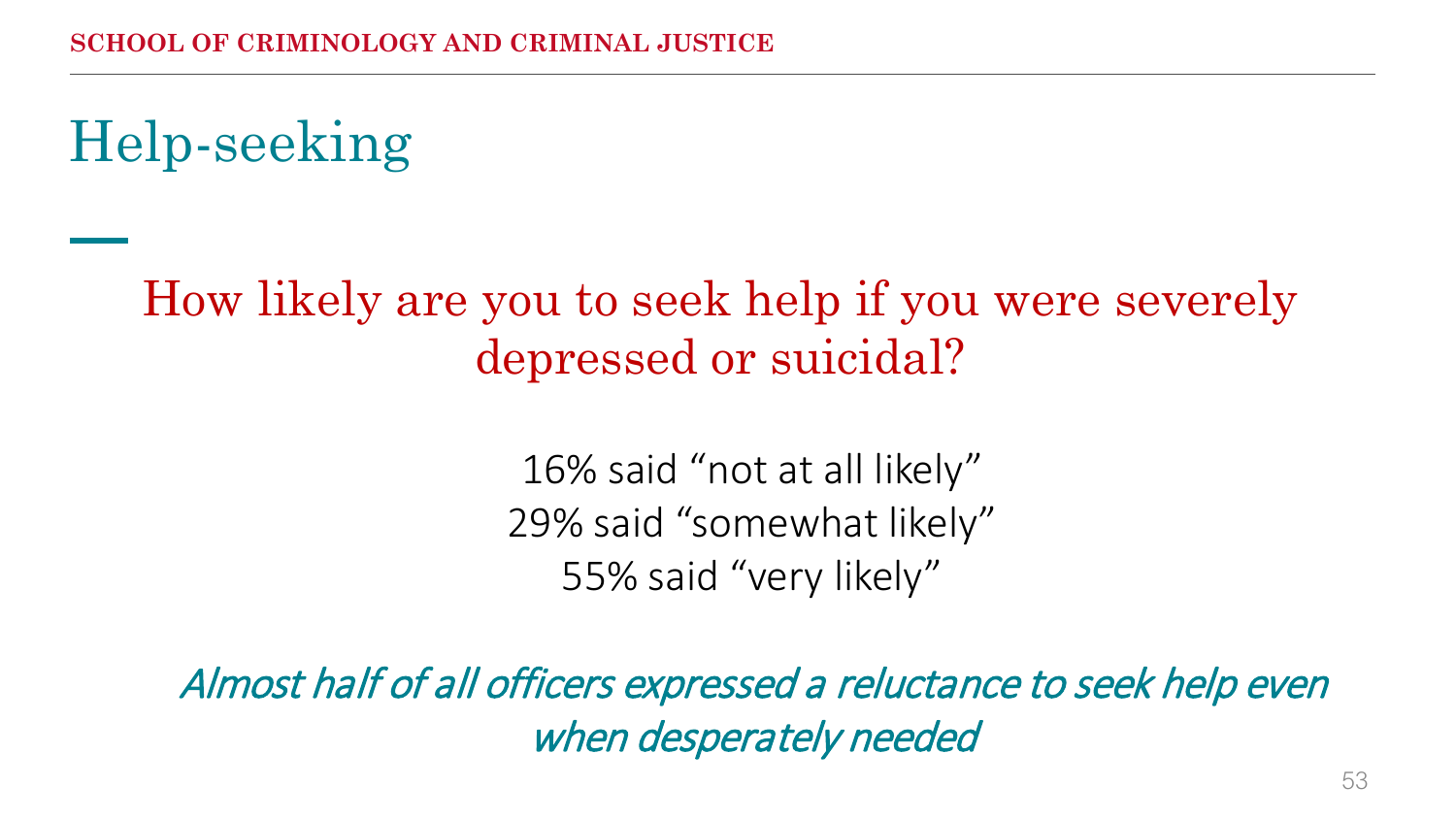# Help-seeking

## How likely are you to seek help if you were severely depressed or suicidal?

16% said “not at all likely”
29% said “somewhat likely”
55% said “very likely”

*Almost half of all officers expressed a reluctance to seek help even when desperately needed*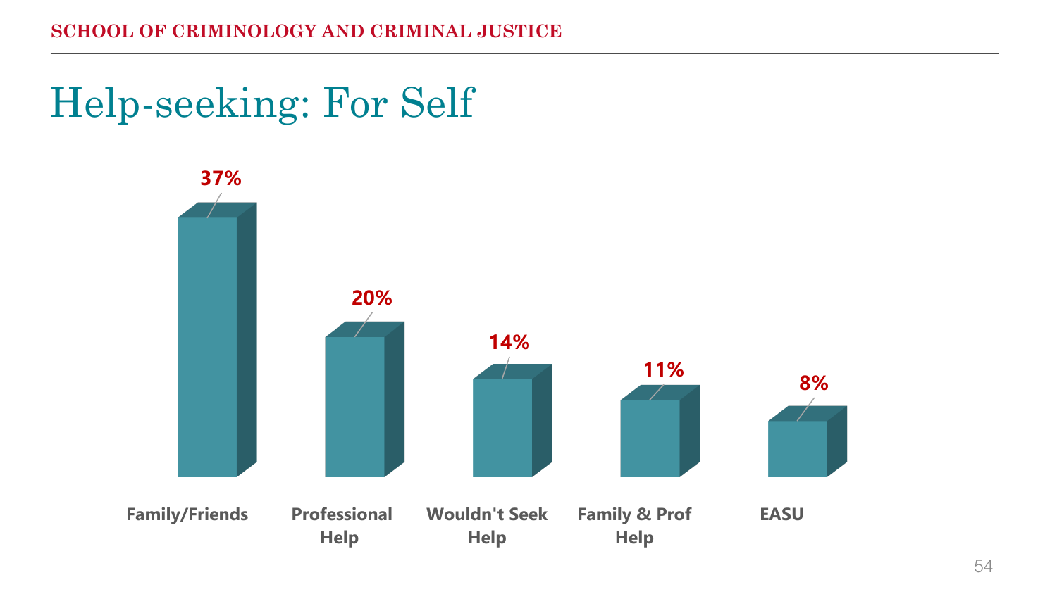# Help-seeking: For Self

| Category | Percentage |
| --- | --- |
| Family/Friends | 37% |
| Professional Help | 20% |
| Wouldn't Seek Help | 14% |
| Family & Prof Help | 11% |
| EASU | 8% |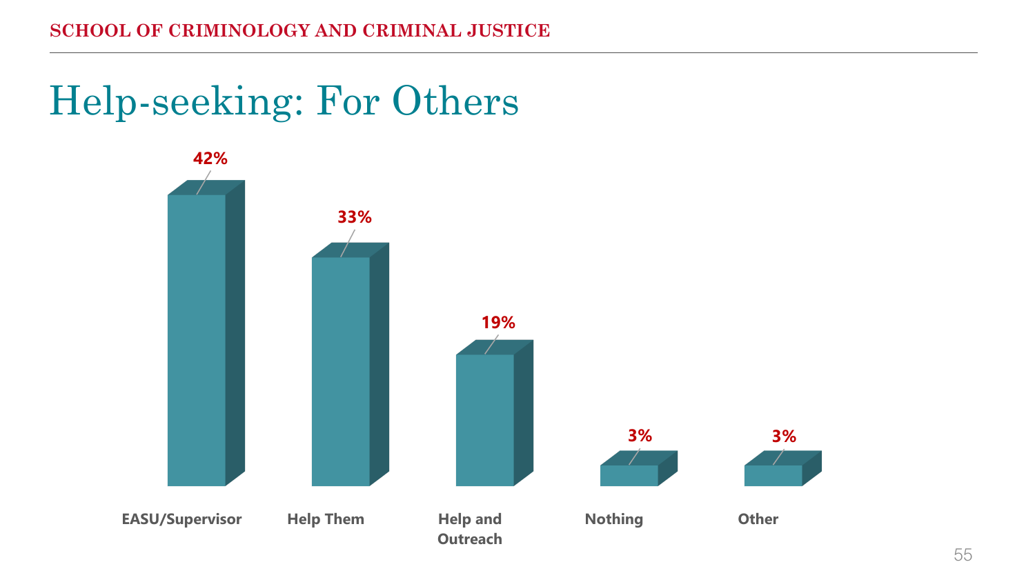# Help-seeking: For Others

| Category | Percentage |
|---|---|
| EASU/Supervisor | 42% |
| Help Them | 33% |
| Help and Outreach | 19% |
| Nothing | 3% |
| Other | 3% |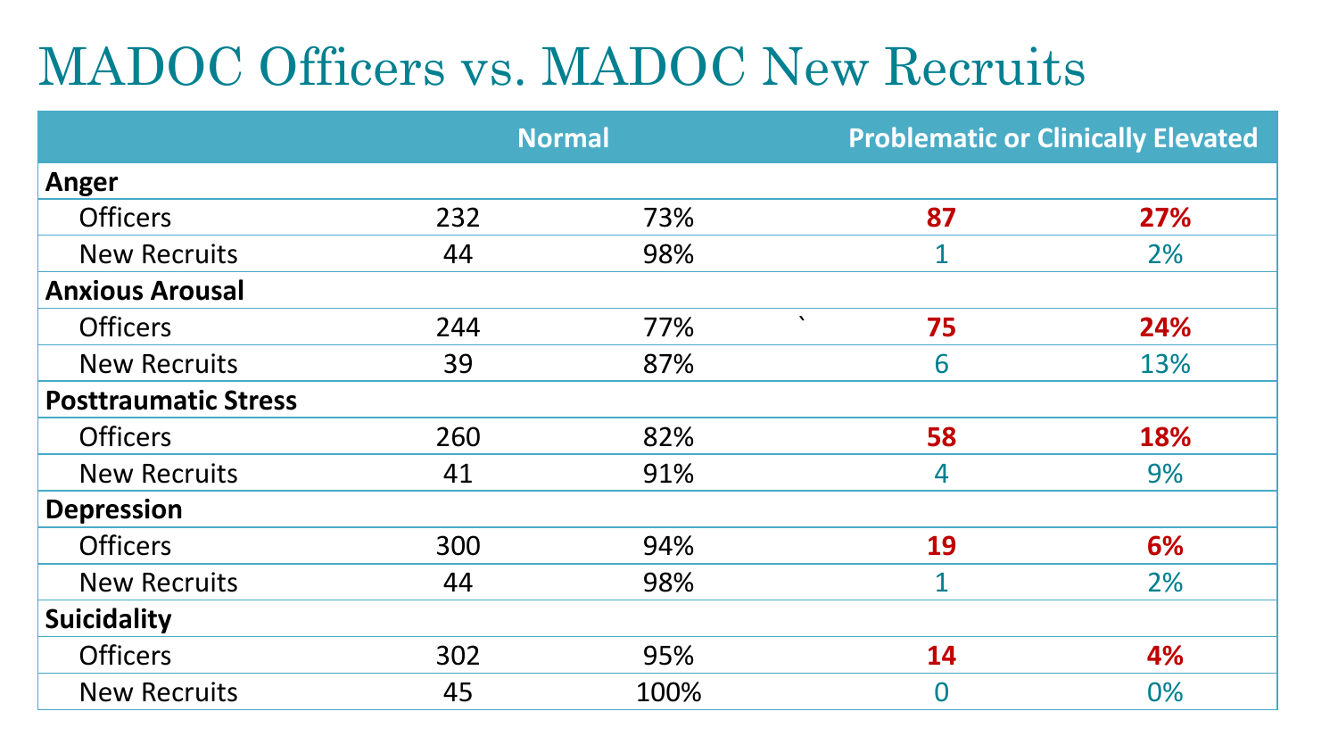# MADOC Officers vs. MADOC New Recruits

| | Normal | | Problematic or Clinically Elevated | |
|---|---|---|---|---|
| **Anger** | | | | |
| Officers | 232 | 73% | **87** | **27%** |
| New Recruits | 44 | 98% | 1 | 2% |
| **Anxious Arousal** | | | | |
| Officers | 244 | 77% | **75** | **24%** |
| New Recruits | 39 | 87% | 6 | 13% |
| **Posttraumatic Stress** | | | | |
| Officers | 260 | 82% | **58** | **18%** |
| New Recruits | 41 | 91% | 4 | 9% |
| **Depression** | | | | |
| Officers | 300 | 94% | **19** | **6%** |
| New Recruits | 44 | 98% | 1 | 2% |
| **Suicidality** | | | | |
| Officers | 302 | 95% | **14** | **4%** |
| New Recruits | 45 | 100% | 0 | 0% |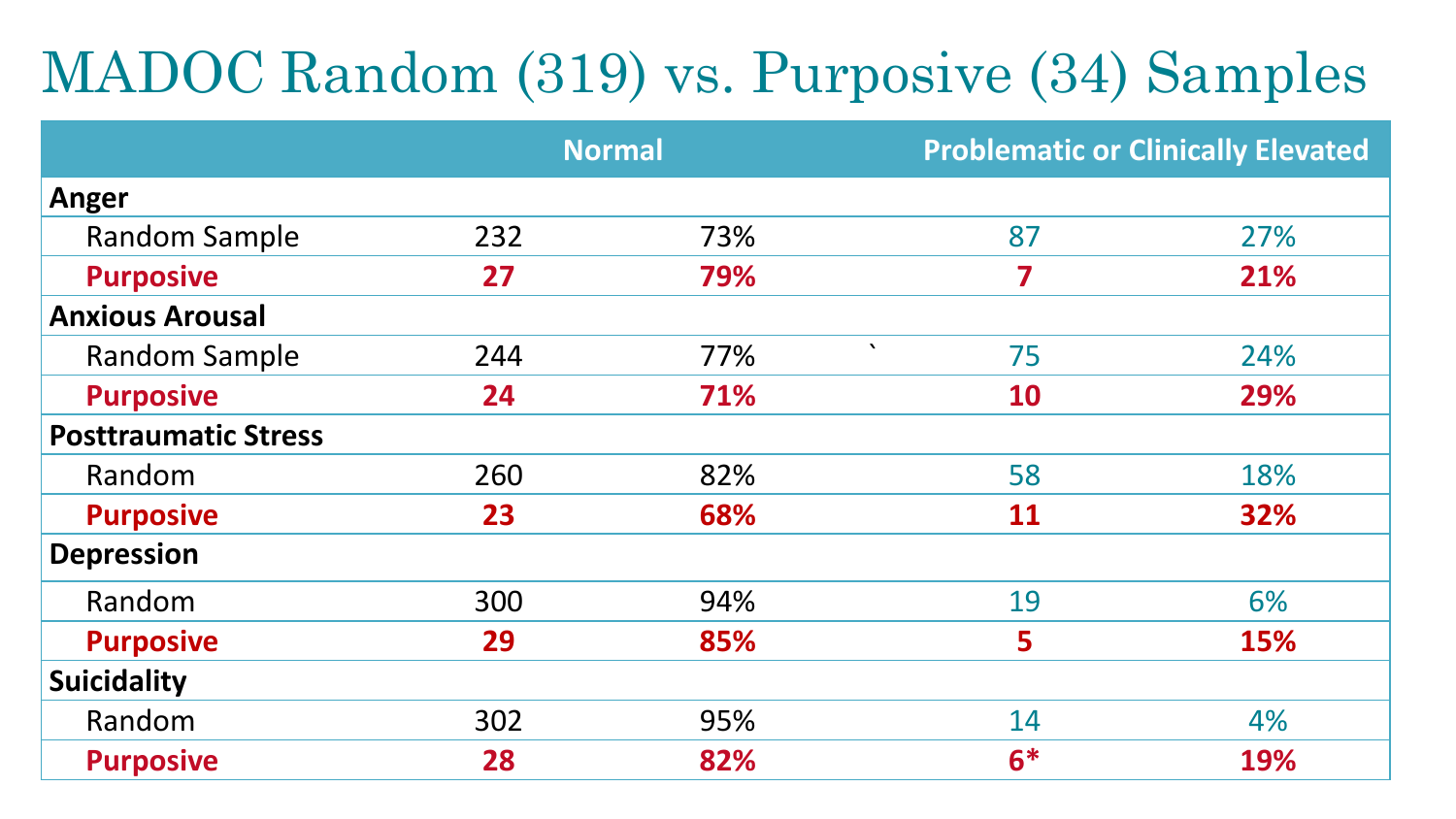# MADOC Random (319) vs. Purposive (34) Samples

| | Normal | | Problematic or Clinically Elevated | |
|---|---|---|---|---|
| **Anger** | | | | |
| Random Sample | 232 | 73% | 87 | 27% |
| **Purposive** | **27** | **79%** | **7** | **21%** |
| **Anxious Arousal** | | | | |
| Random Sample | 244 | 77% | 75 | 24% |
| **Purposive** | **24** | **71%** | **10** | **29%** |
| **Posttraumatic Stress** | | | | |
| Random | 260 | 82% | 58 | 18% |
| **Purposive** | **23** | **68%** | **11** | **32%** |
| **Depression** | | | | |
| Random | 300 | 94% | 19 | 6% |
| **Purposive** | **29** | **85%** | **5** | **15%** |
| **Suicidality** | | | | |
| Random | 302 | 95% | 14 | 4% |
| **Purposive** | **28** | **82%** | **6*** | **19%** |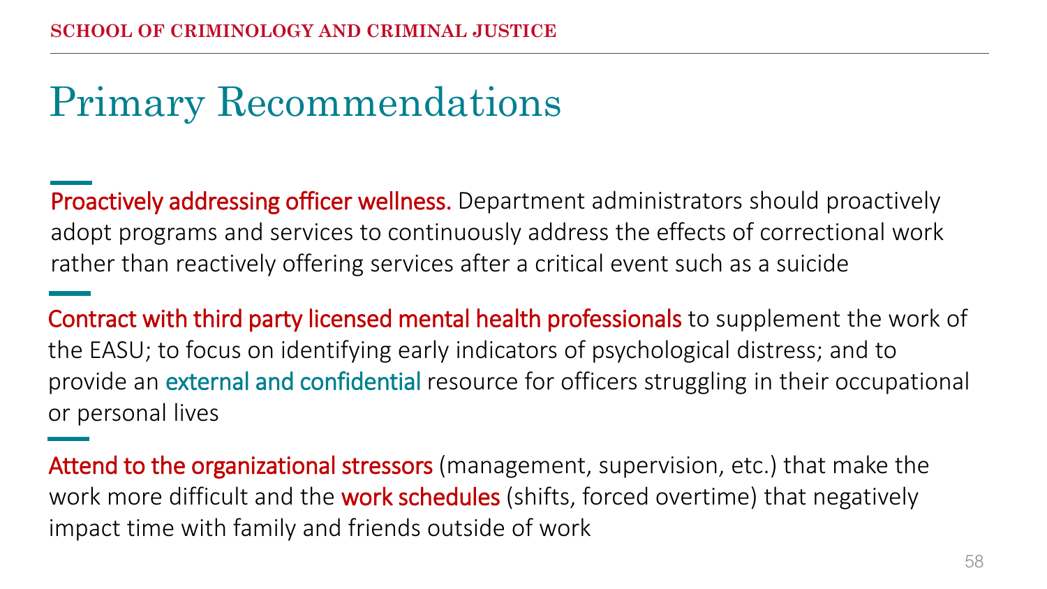# Primary Recommendations

**Proactively addressing officer wellness.** Department administrators should proactively adopt programs and services to continuously address the effects of correctional work rather than reactively offering services after a critical event such as a suicide

**Contract with third party licensed mental health professionals** to supplement the work of the EASU; to focus on identifying early indicators of psychological distress; and to provide an **external and confidential** resource for officers struggling in their occupational or personal lives

**Attend to the organizational stressors** (management, supervision, etc.) that make the work more difficult and the **work schedules** (shifts, forced overtime) that negatively impact time with family and friends outside of work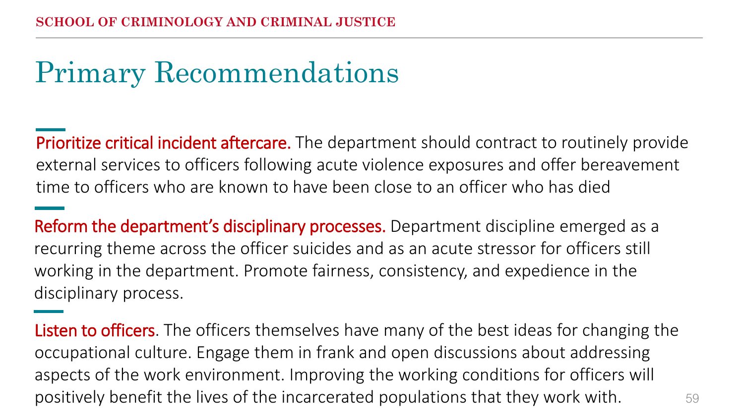# Primary Recommendations

**Prioritize critical incident aftercare.** The department should contract to routinely provide external services to officers following acute violence exposures and offer bereavement time to officers who are known to have been close to an officer who has died

**Reform the department's disciplinary processes.** Department discipline emerged as a recurring theme across the officer suicides and as an acute stressor for officers still working in the department. Promote fairness, consistency, and expedience in the disciplinary process.

**Listen to officers**. The officers themselves have many of the best ideas for changing the occupational culture. Engage them in frank and open discussions about addressing aspects of the work environment. Improving the working conditions for officers will positively benefit the lives of the incarcerated populations that they work with.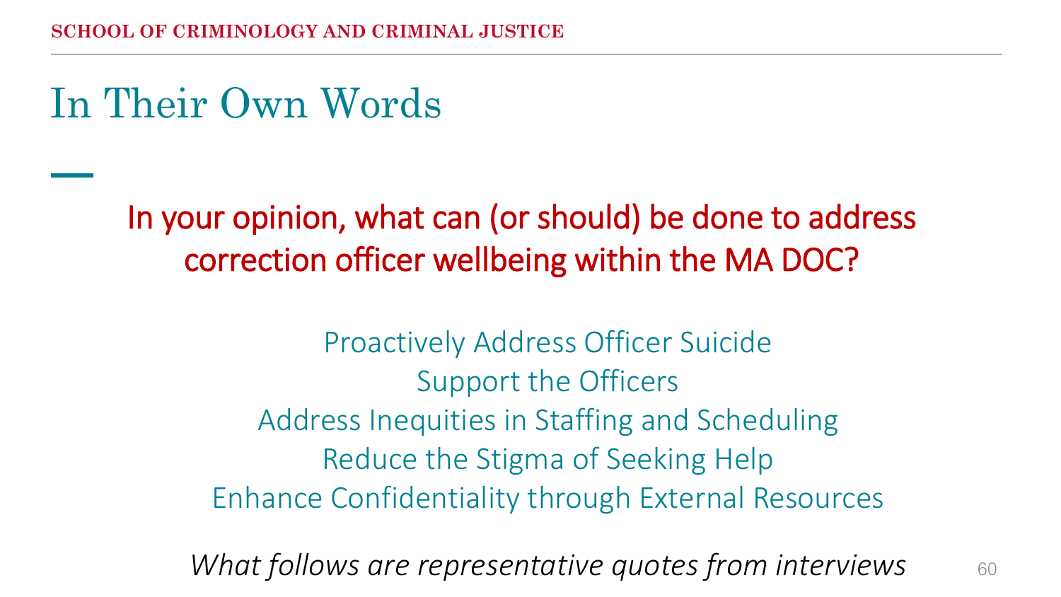# In Their Own Words

## In your opinion, what can (or should) be done to address correction officer wellbeing within the MA DOC?

Proactively Address Officer Suicide
Support the Officers
Address Inequities in Staffing and Scheduling
Reduce the Stigma of Seeking Help
Enhance Confidentiality through External Resources

*What follows are representative quotes from interviews*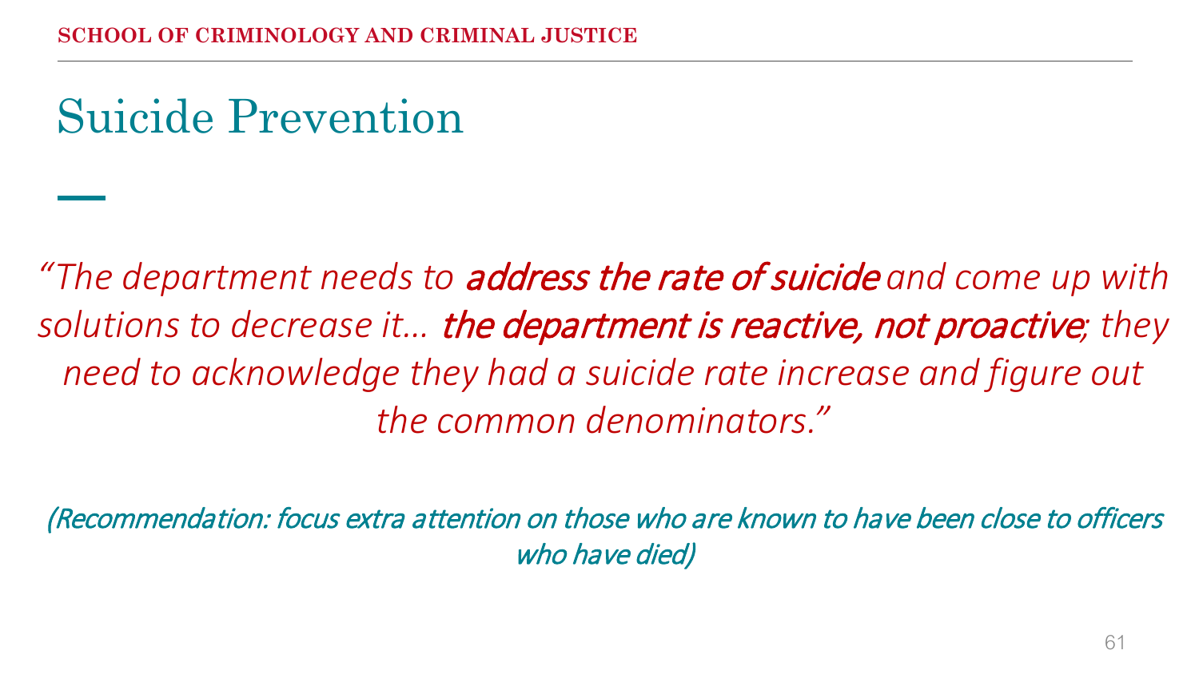# Suicide Prevention

*"The department needs to **address the rate of suicide** and come up with solutions to decrease it… **the department is reactive, not proactive**; they need to acknowledge they had a suicide rate increase and figure out the common denominators."*

*(Recommendation: focus extra attention on those who are known to have been close to officers who have died)*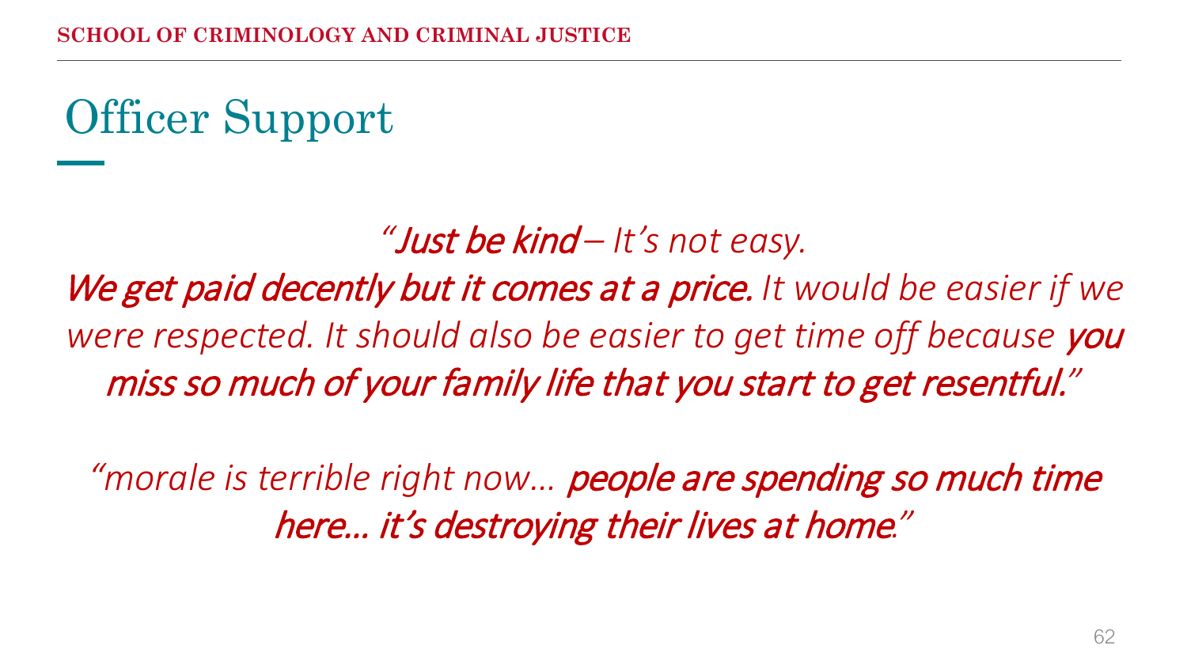# Officer Support

*"**Just be kind** – It's not easy. **We get paid decently but it comes at a price.** It would be easier if we were respected. It should also be easier to get time off because **you miss so much of your family life that you start to get resentful.**"*

*"morale is terrible right now… **people are spending so much time here… it's destroying their lives at home.**"*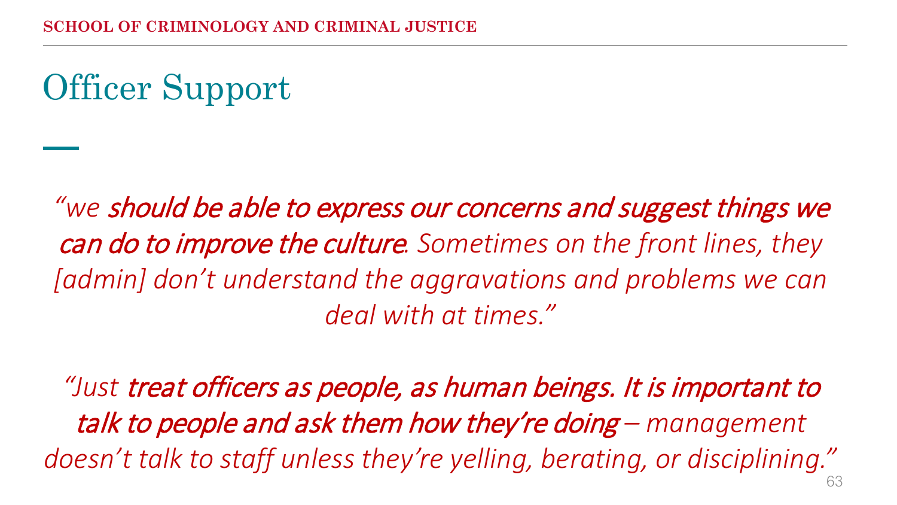# Officer Support

*"we **should be able to express our concerns and suggest things we can do to improve the culture**. Sometimes on the front lines, they [admin] don't understand the aggravations and problems we can deal with at times."*

*"Just **treat officers as people, as human beings. It is important to talk to people and ask them how they're doing** – management doesn't talk to staff unless they're yelling, berating, or disciplining."*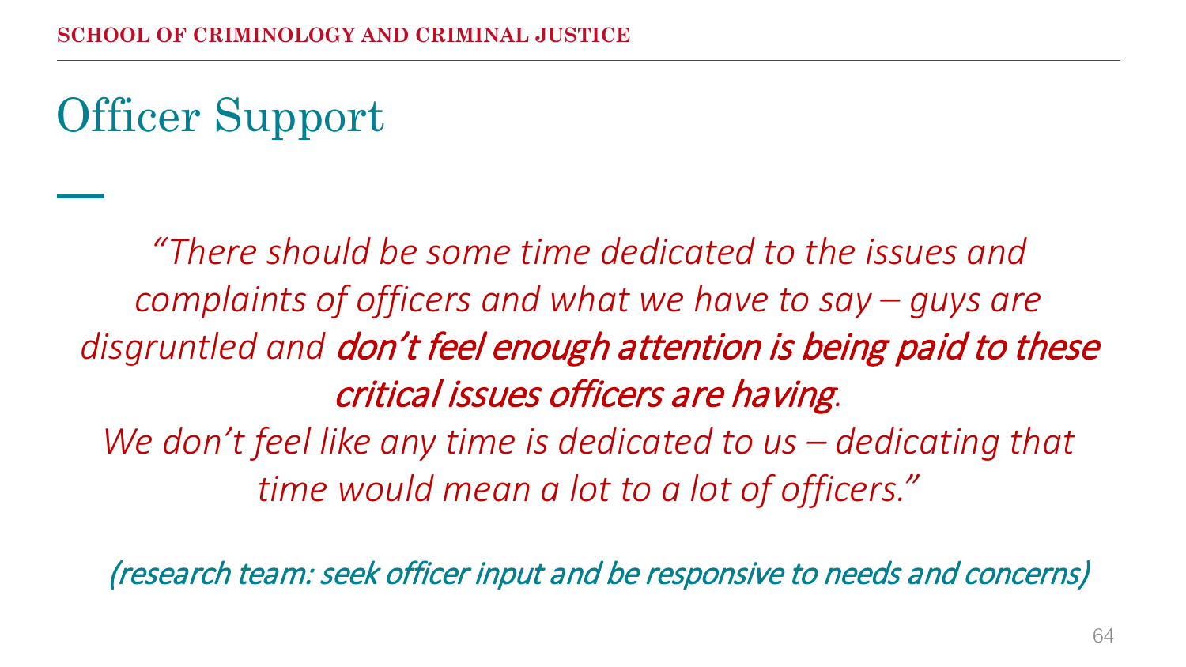# Officer Support

*"There should be some time dedicated to the issues and complaints of officers and what we have to say – guys are disgruntled and **don't feel enough attention is being paid to these critical issues officers are having**. We don't feel like any time is dedicated to us – dedicating that time would mean a lot to a lot of officers."*

*(research team: seek officer input and be responsive to needs and concerns)*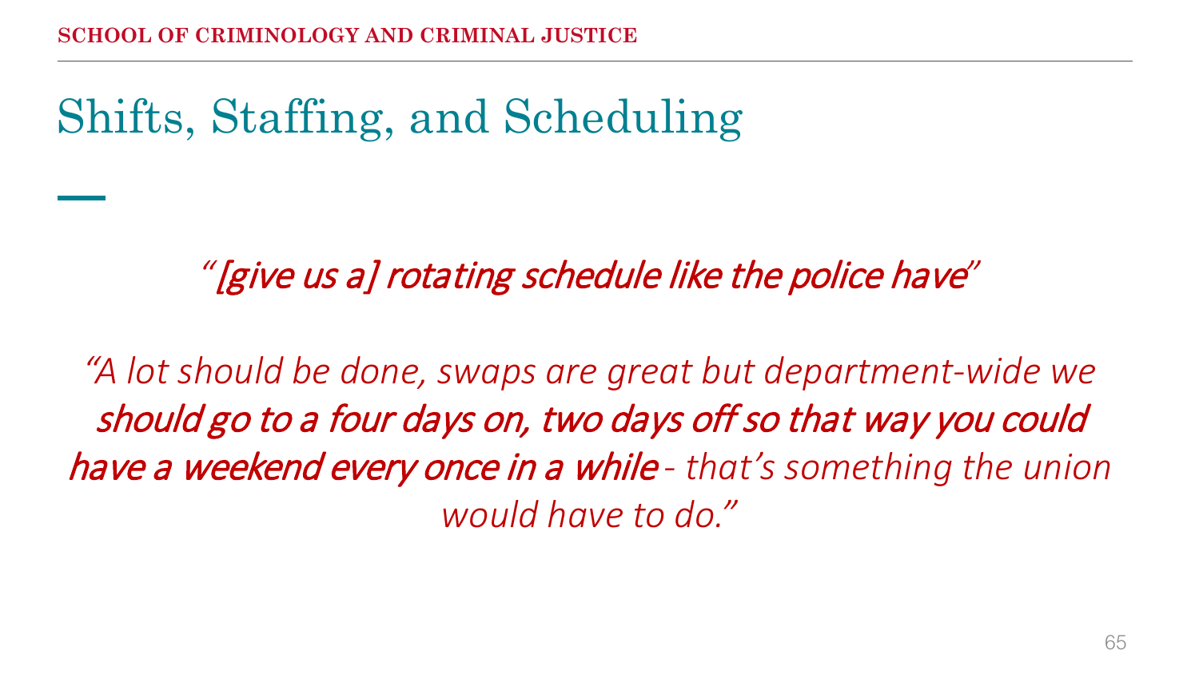# Shifts, Staffing, and Scheduling

*"[give us a] rotating schedule like the police have"*

*"A lot should be done, swaps are great but department-wide we should go to a four days on, two days off so that way you could have a weekend every once in a while - that's something the union would have to do."*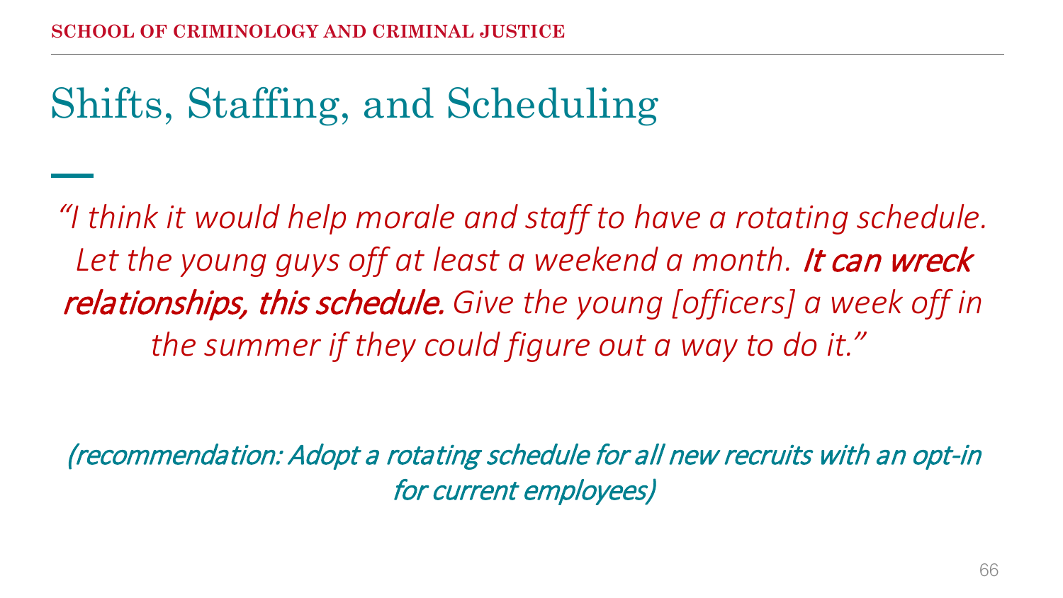# Shifts, Staffing, and Scheduling

*"I think it would help morale and staff to have a rotating schedule. Let the young guys off at least a weekend a month.* ***It can wreck relationships, this schedule.*** *Give the young [officers] a week off in the summer if they could figure out a way to do it."*

*(recommendation: Adopt a rotating schedule for all new recruits with an opt-in for current employees)*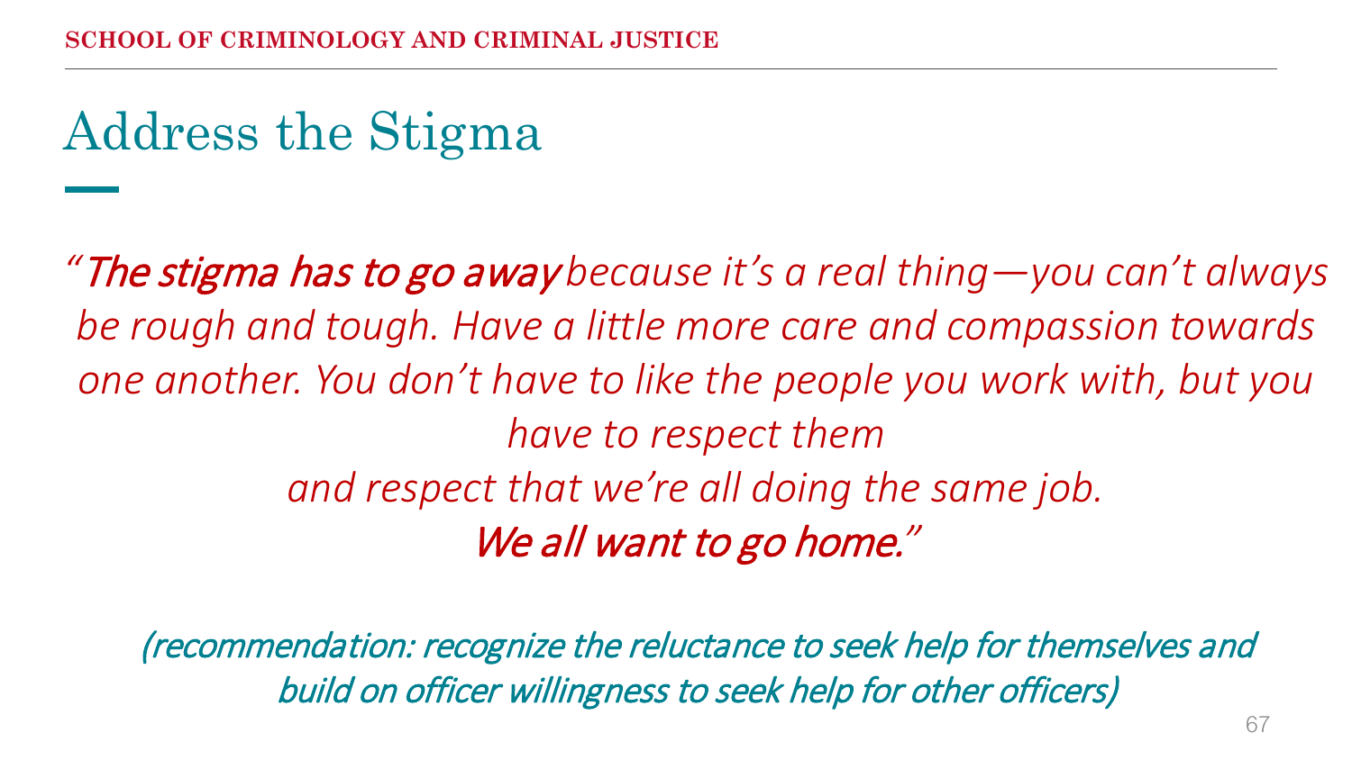# Address the Stigma

*"**The stigma has to go away** because it's a real thing—you can't always be rough and tough. Have a little more care and compassion towards one another. You don't have to like the people you work with, but you have to respect them and respect that we're all doing the same job. **We all want to go home.**"*

*(recommendation: recognize the reluctance to seek help for themselves and build on officer willingness to seek help for other officers)*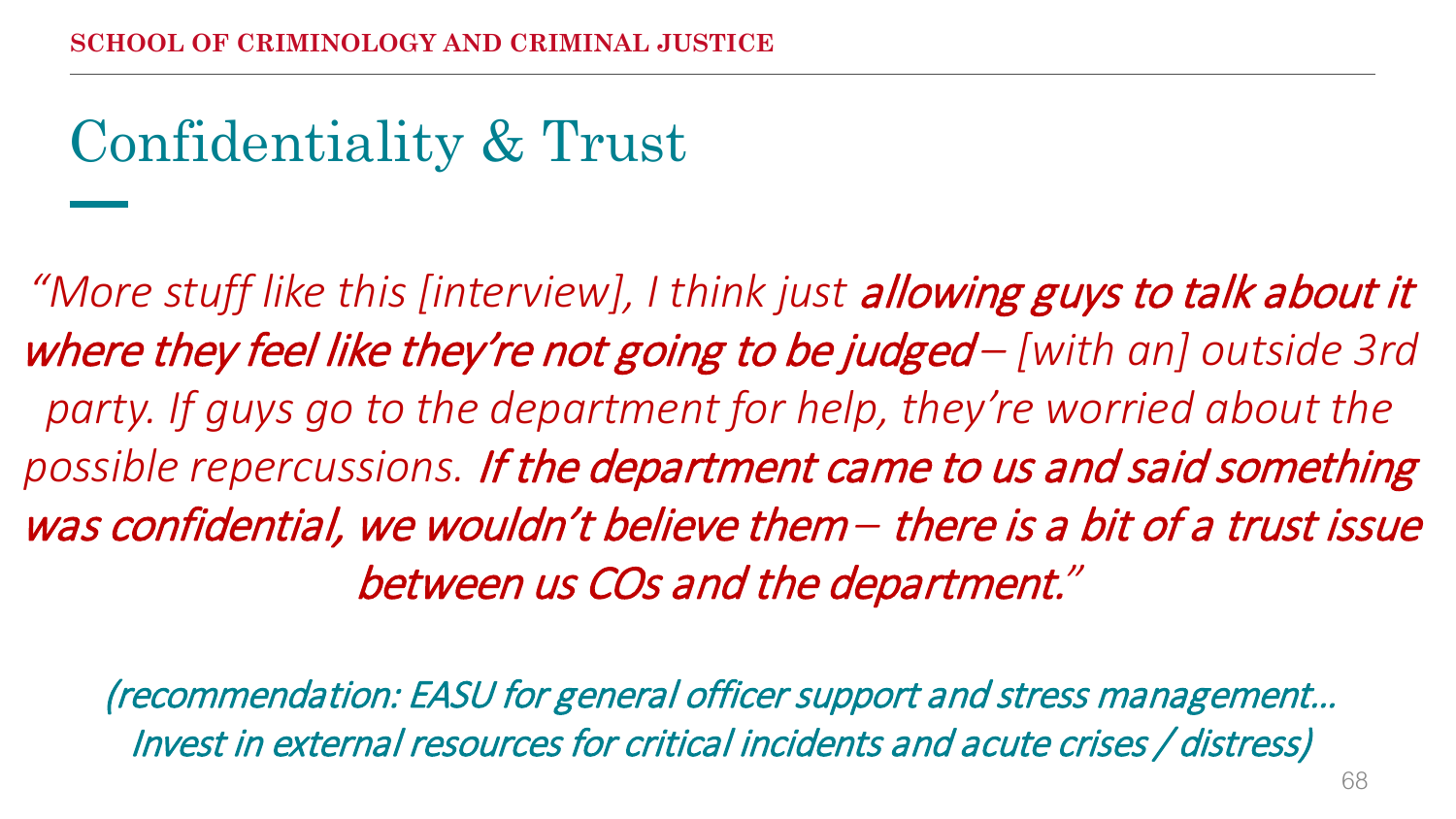# Confidentiality & Trust

*"More stuff like this [interview], I think just* ***allowing guys to talk about it where they feel like they're not going to be judged*** *– [with an] outside 3rd party. If guys go to the department for help, they're worried about the possible repercussions.* ***If the department came to us and said something was confidential, we wouldn't believe them – there is a bit of a trust issue between us COs and the department.****"*

*(recommendation: EASU for general officer support and stress management… Invest in external resources for critical incidents and acute crises / distress)*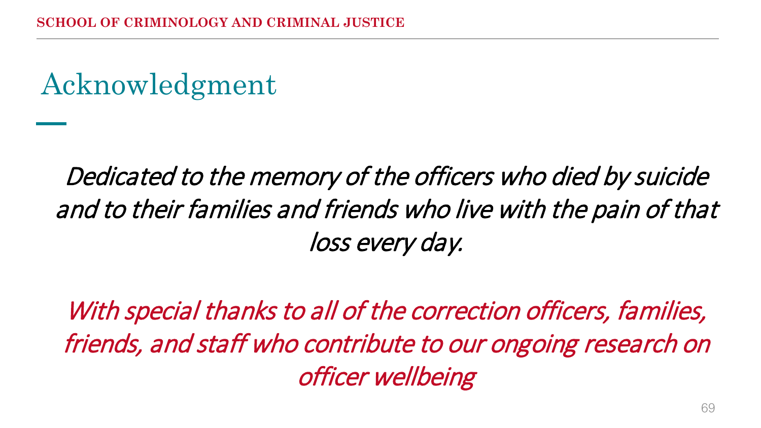# Acknowledgment

*Dedicated to the memory of the officers who died by suicide and to their families and friends who live with the pain of that loss every day.*

*With special thanks to all of the correction officers, families, friends, and staff who contribute to our ongoing research on officer wellbeing*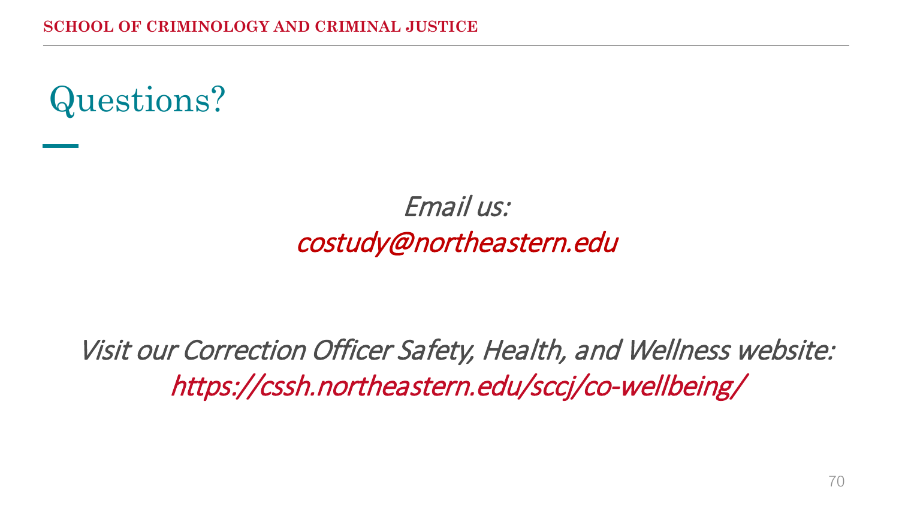# Questions?

*Email us:*
*costudy@northeastern.edu*

*Visit our Correction Officer Safety, Health, and Wellness website:*
*https://cssh.northeastern.edu/sccj/co-wellbeing/*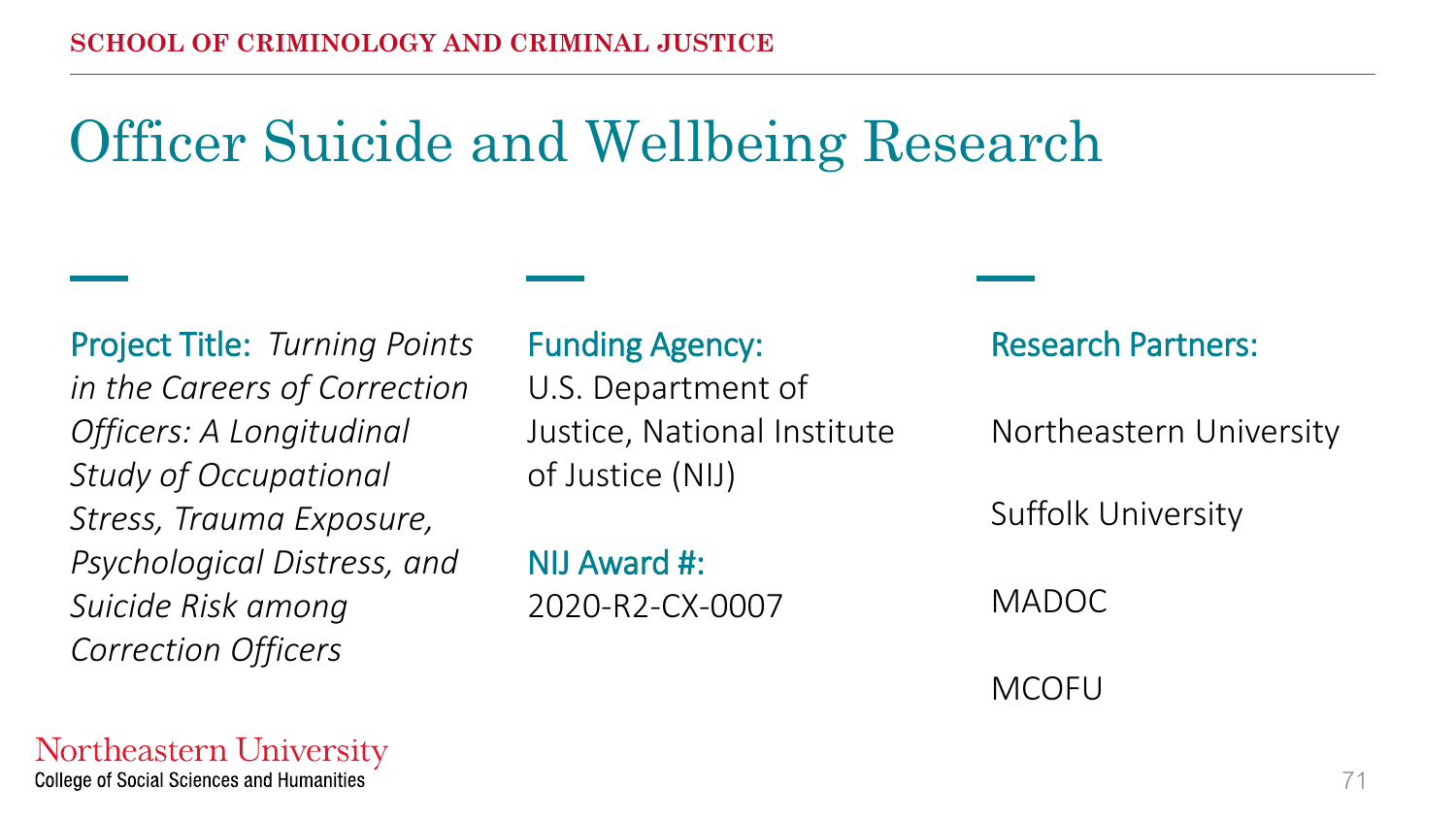# Officer Suicide and Wellbeing Research

**Project Title:** *Turning Points in the Careers of Correction Officers: A Longitudinal Study of Occupational Stress, Trauma Exposure, Psychological Distress, and Suicide Risk among Correction Officers*

**Funding Agency:**
U.S. Department of Justice, National Institute of Justice (NIJ)

**NIJ Award #:**
2020-R2-CX-0007

**Research Partners:**

Northeastern University

Suffolk University

MADOC

MCOFU